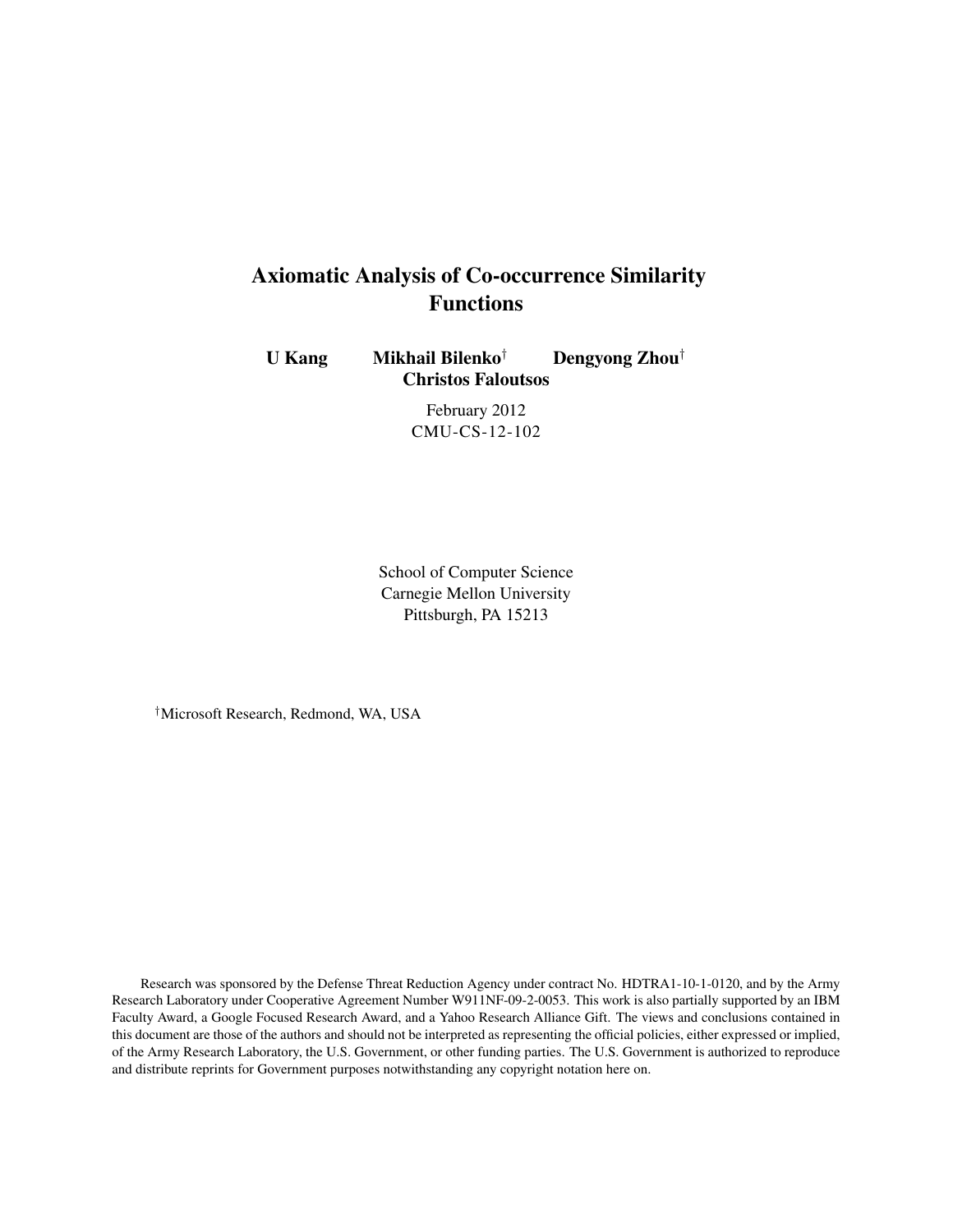# Axiomatic Analysis of Co-occurrence Similarity Functions

**U Kang** **Mikhail Bilenko**[†] **Dengyong Zhou**[†] **Christos Faloutsos**

February 2012
CMU-CS-12-102

School of Computer Science
Carnegie Mellon University
Pittsburgh, PA 15213

[†]Microsoft Research, Redmond, WA, USA

Research was sponsored by the Defense Threat Reduction Agency under contract No. HDTRA1-10-1-0120, and by the Army Research Laboratory under Cooperative Agreement Number W911NF-09-2-0053. This work is also partially supported by an IBM Faculty Award, a Google Focused Research Award, and a Yahoo Research Alliance Gift. The views and conclusions contained in this document are those of the authors and should not be interpreted as representing the official policies, either expressed or implied, of the Army Research Laboratory, the U.S. Government, or other funding parties. The U.S. Government is authorized to reproduce and distribute reprints for Government purposes notwithstanding any copyright notation here on.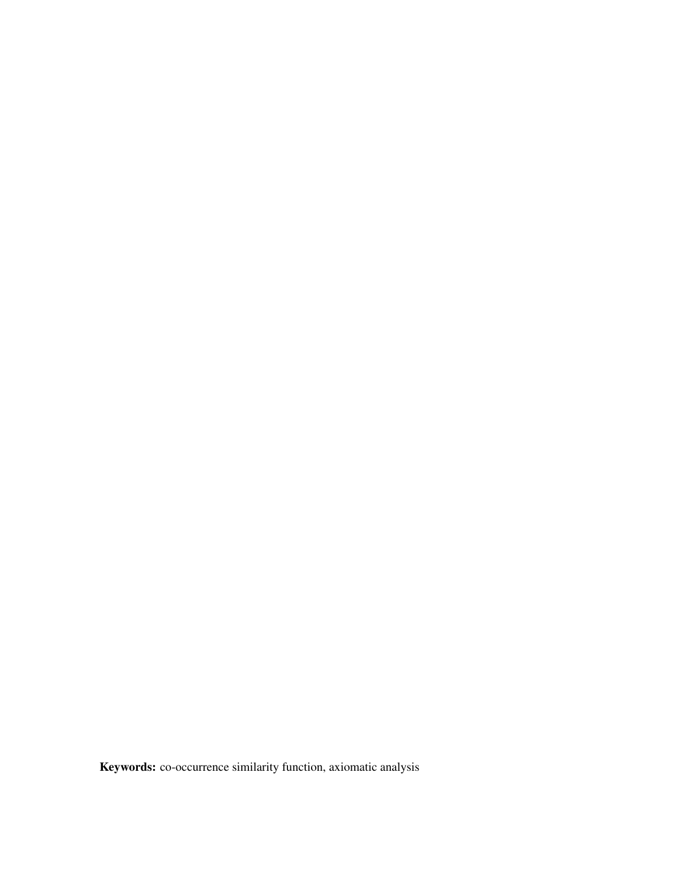**Keywords:** co-occurrence similarity function, axiomatic analysis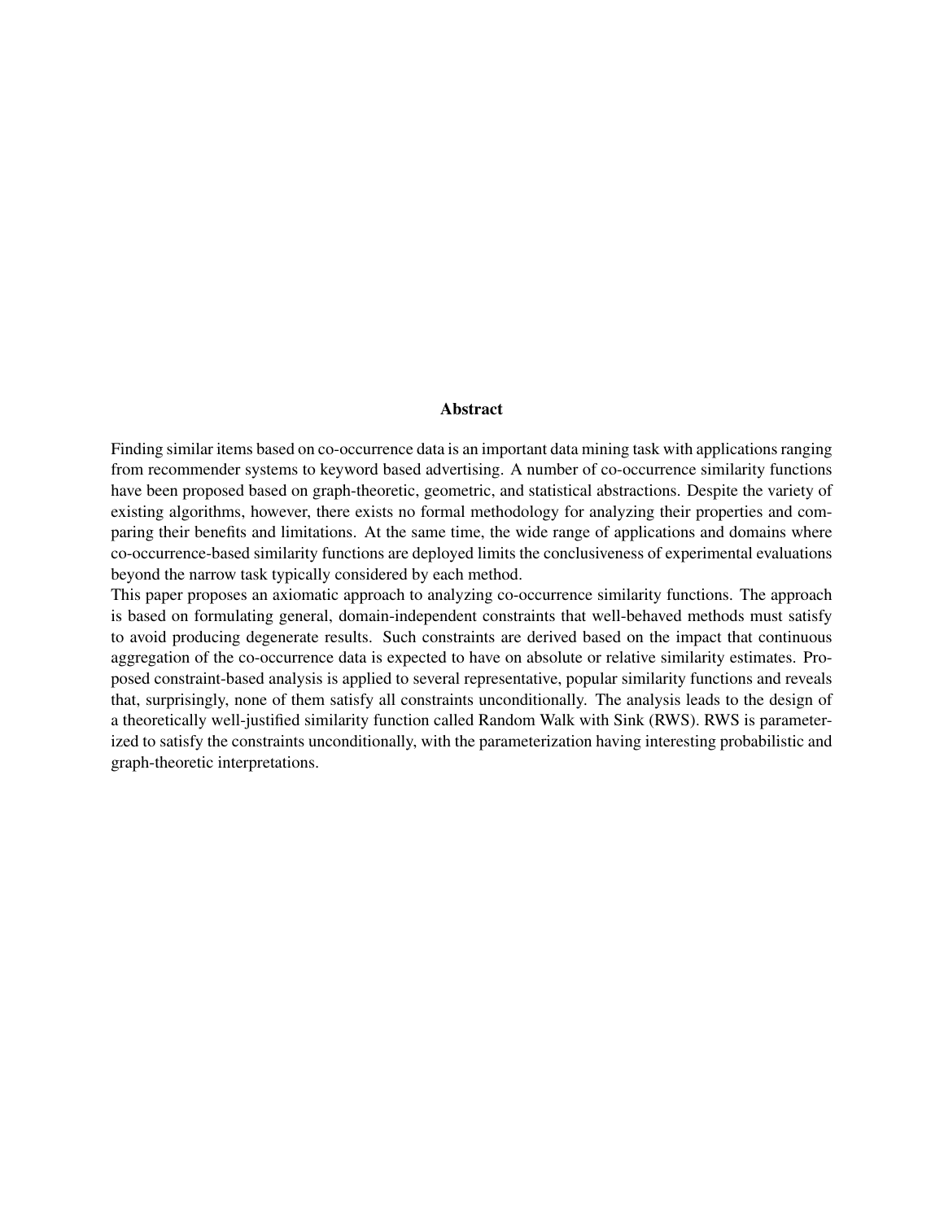## Abstract

Finding similar items based on co-occurrence data is an important data mining task with applications ranging from recommender systems to keyword based advertising. A number of co-occurrence similarity functions have been proposed based on graph-theoretic, geometric, and statistical abstractions. Despite the variety of existing algorithms, however, there exists no formal methodology for analyzing their properties and comparing their benefits and limitations. At the same time, the wide range of applications and domains where co-occurrence-based similarity functions are deployed limits the conclusiveness of experimental evaluations beyond the narrow task typically considered by each method.

This paper proposes an axiomatic approach to analyzing co-occurrence similarity functions. The approach is based on formulating general, domain-independent constraints that well-behaved methods must satisfy to avoid producing degenerate results. Such constraints are derived based on the impact that continuous aggregation of the co-occurrence data is expected to have on absolute or relative similarity estimates. Proposed constraint-based analysis is applied to several representative, popular similarity functions and reveals that, surprisingly, none of them satisfy all constraints unconditionally. The analysis leads to the design of a theoretically well-justified similarity function called Random Walk with Sink (RWS). RWS is parameterized to satisfy the constraints unconditionally, with the parameterization having interesting probabilistic and graph-theoretic interpretations.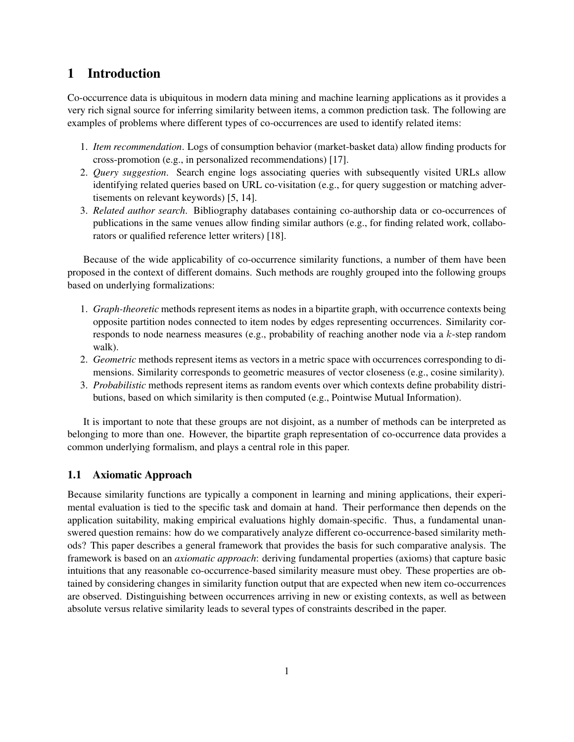# 1 Introduction

Co-occurrence data is ubiquitous in modern data mining and machine learning applications as it provides a very rich signal source for inferring similarity between items, a common prediction task. The following are examples of problems where different types of co-occurrences are used to identify related items:

1. *Item recommendation*. Logs of consumption behavior (market-basket data) allow finding products for cross-promotion (e.g., in personalized recommendations) [17].
2. *Query suggestion*. Search engine logs associating queries with subsequently visited URLs allow identifying related queries based on URL co-visitation (e.g., for query suggestion or matching advertisements on relevant keywords) [5, 14].
3. *Related author search*. Bibliography databases containing co-authorship data or co-occurrences of publications in the same venues allow finding similar authors (e.g., for finding related work, collaborators or qualified reference letter writers) [18].

Because of the wide applicability of co-occurrence similarity functions, a number of them have been proposed in the context of different domains. Such methods are roughly grouped into the following groups based on underlying formalizations:

1. *Graph-theoretic* methods represent items as nodes in a bipartite graph, with occurrence contexts being opposite partition nodes connected to item nodes by edges representing occurrences. Similarity corresponds to node nearness measures (e.g., probability of reaching another node via a $k$-step random walk).
2. *Geometric* methods represent items as vectors in a metric space with occurrences corresponding to dimensions. Similarity corresponds to geometric measures of vector closeness (e.g., cosine similarity).
3. *Probabilistic* methods represent items as random events over which contexts define probability distributions, based on which similarity is then computed (e.g., Pointwise Mutual Information).

It is important to note that these groups are not disjoint, as a number of methods can be interpreted as belonging to more than one. However, the bipartite graph representation of co-occurrence data provides a common underlying formalism, and plays a central role in this paper.

## 1.1 Axiomatic Approach

Because similarity functions are typically a component in learning and mining applications, their experimental evaluation is tied to the specific task and domain at hand. Their performance then depends on the application suitability, making empirical evaluations highly domain-specific. Thus, a fundamental unanswered question remains: how do we comparatively analyze different co-occurrence-based similarity methods? This paper describes a general framework that provides the basis for such comparative analysis. The framework is based on an *axiomatic approach*: deriving fundamental properties (axioms) that capture basic intuitions that any reasonable co-occurrence-based similarity measure must obey. These properties are obtained by considering changes in similarity function output that are expected when new item co-occurrences are observed. Distinguishing between occurrences arriving in new or existing contexts, as well as between absolute versus relative similarity leads to several types of constraints described in the paper.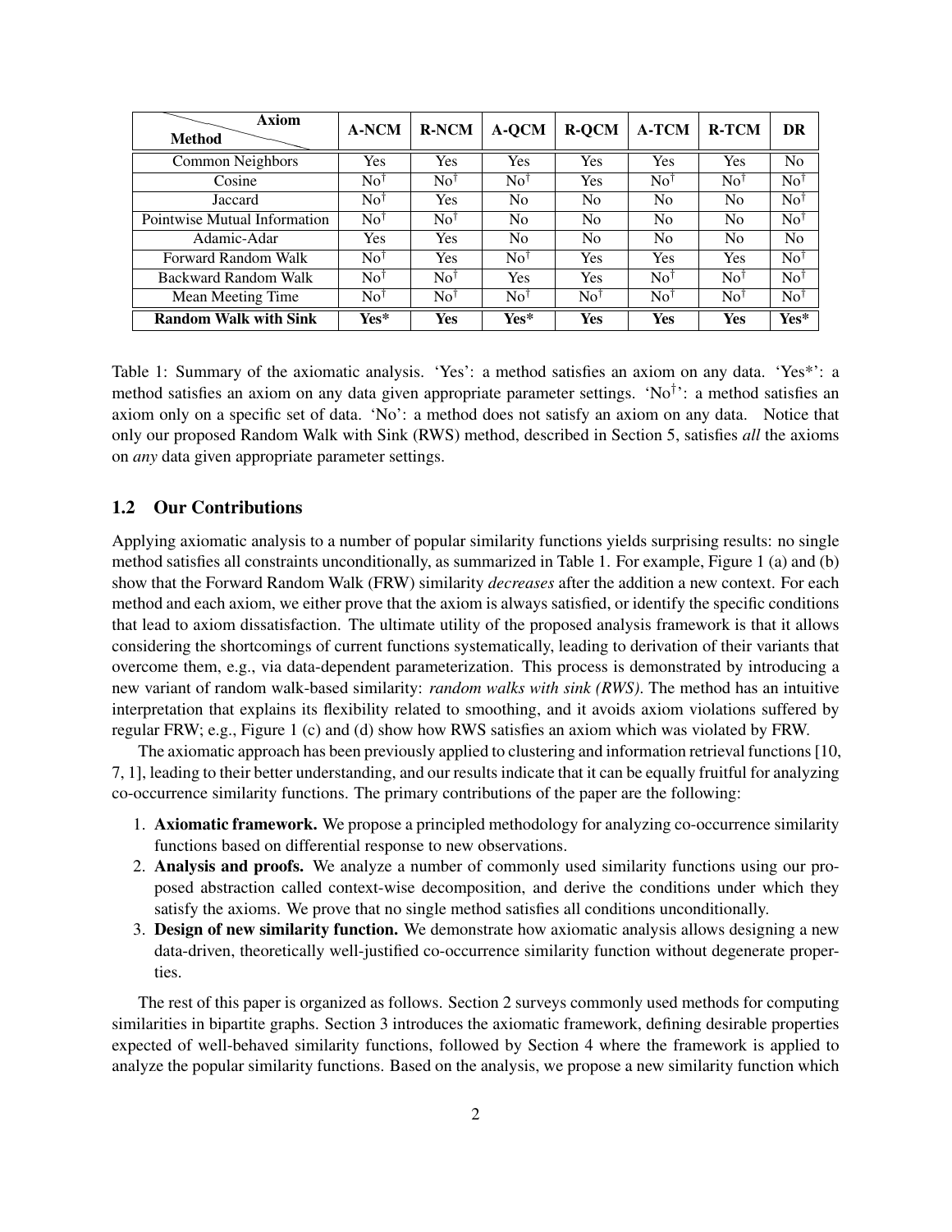| Axiom / Method | A-NCM | R-NCM | A-QCM | R-QCM | A-TCM | R-TCM | DR |
|---|---|---|---|---|---|---|---|
| Common Neighbors | Yes | Yes | Yes | Yes | Yes | Yes | No |
| Cosine | No$^\dagger$ | No$^\dagger$ | No$^\dagger$ | Yes | No$^\dagger$ | No$^\dagger$ | No$^\dagger$ |
| Jaccard | No$^\dagger$ | Yes | No | No | No | No | No$^\dagger$ |
| Pointwise Mutual Information | No$^\dagger$ | No$^\dagger$ | No | No | No | No | No$^\dagger$ |
| Adamic-Adar | Yes | Yes | No | No | No | No | No |
| Forward Random Walk | No$^\dagger$ | Yes | No$^\dagger$ | Yes | Yes | Yes | No$^\dagger$ |
| Backward Random Walk | No$^\dagger$ | No$^\dagger$ | Yes | Yes | No$^\dagger$ | No$^\dagger$ | No$^\dagger$ |
| Mean Meeting Time | No$^\dagger$ | No$^\dagger$ | No$^\dagger$ | No$^\dagger$ | No$^\dagger$ | No$^\dagger$ | No$^\dagger$ |
| **Random Walk with Sink** | **Yes*** | **Yes** | **Yes*** | **Yes** | **Yes** | **Yes** | **Yes*** |

Table 1: Summary of the axiomatic analysis. 'Yes': a method satisfies an axiom on any data. 'Yes*': a method satisfies an axiom on any data given appropriate parameter settings. 'No$^\dagger$': a method satisfies an axiom only on a specific set of data. 'No': a method does not satisfy an axiom on any data. Notice that only our proposed Random Walk with Sink (RWS) method, described in Section 5, satisfies *all* the axioms on *any* data given appropriate parameter settings.

## 1.2 Our Contributions

Applying axiomatic analysis to a number of popular similarity functions yields surprising results: no single method satisfies all constraints unconditionally, as summarized in Table 1. For example, Figure 1 (a) and (b) show that the Forward Random Walk (FRW) similarity *decreases* after the addition a new context. For each method and each axiom, we either prove that the axiom is always satisfied, or identify the specific conditions that lead to axiom dissatisfaction. The ultimate utility of the proposed analysis framework is that it allows considering the shortcomings of current functions systematically, leading to derivation of their variants that overcome them, e.g., via data-dependent parameterization. This process is demonstrated by introducing a new variant of random walk-based similarity: *random walks with sink (RWS)*. The method has an intuitive interpretation that explains its flexibility related to smoothing, and it avoids axiom violations suffered by regular FRW; e.g., Figure 1 (c) and (d) show how RWS satisfies an axiom which was violated by FRW.

The axiomatic approach has been previously applied to clustering and information retrieval functions [10, 7, 1], leading to their better understanding, and our results indicate that it can be equally fruitful for analyzing co-occurrence similarity functions. The primary contributions of the paper are the following:

1. **Axiomatic framework.** We propose a principled methodology for analyzing co-occurrence similarity functions based on differential response to new observations.
2. **Analysis and proofs.** We analyze a number of commonly used similarity functions using our proposed abstraction called context-wise decomposition, and derive the conditions under which they satisfy the axioms. We prove that no single method satisfies all conditions unconditionally.
3. **Design of new similarity function.** We demonstrate how axiomatic analysis allows designing a new data-driven, theoretically well-justified co-occurrence similarity function without degenerate properties.

The rest of this paper is organized as follows. Section 2 surveys commonly used methods for computing similarities in bipartite graphs. Section 3 introduces the axiomatic framework, defining desirable properties expected of well-behaved similarity functions, followed by Section 4 where the framework is applied to analyze the popular similarity functions. Based on the analysis, we propose a new similarity function which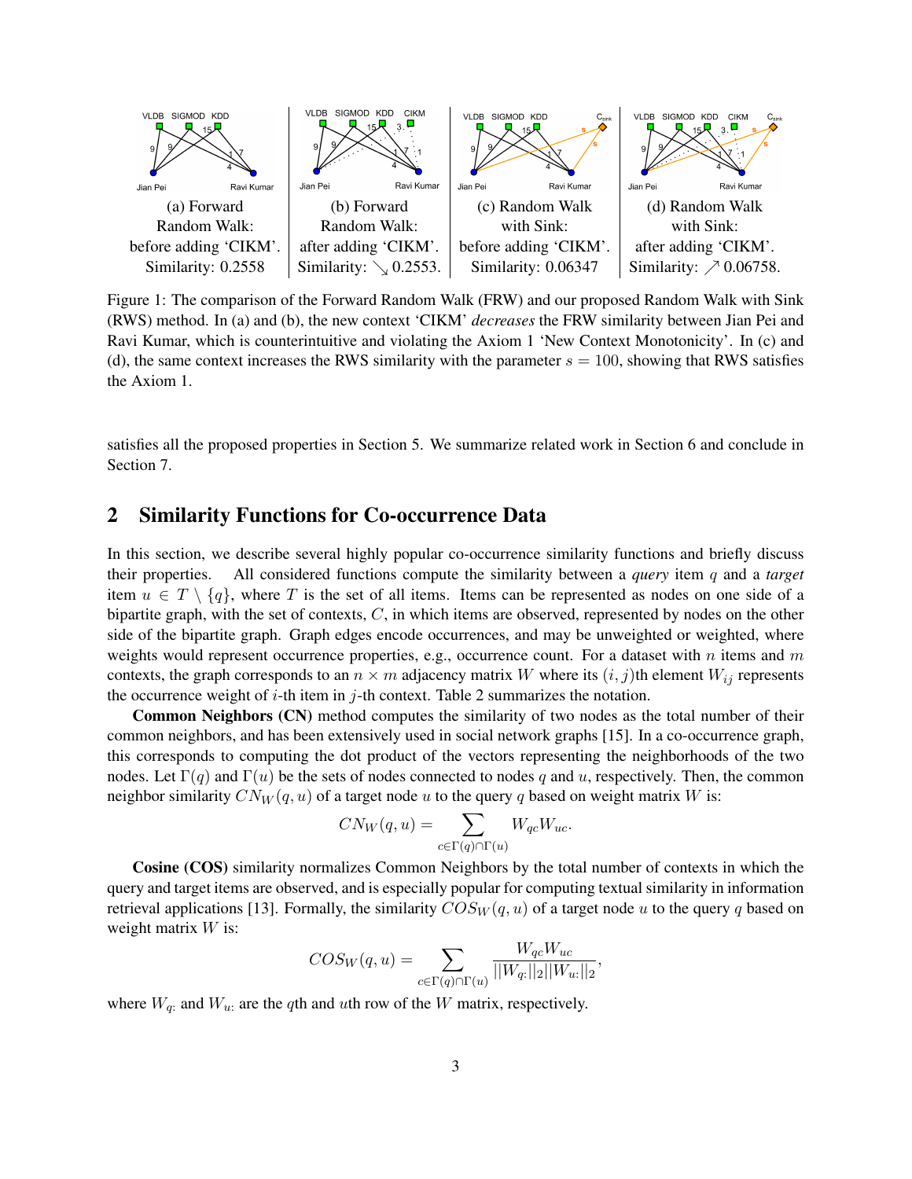(a) Forward Random Walk: before adding 'CIKM'. Similarity: 0.2558

(b) Forward Random Walk: after adding 'CIKM'. Similarity: ↘ 0.2553.

(c) Random Walk with Sink: before adding 'CIKM'. Similarity: 0.06347

(d) Random Walk with Sink: after adding 'CIKM'. Similarity: ↗ 0.06758.

Figure 1: The comparison of the Forward Random Walk (FRW) and our proposed Random Walk with Sink (RWS) method. In (a) and (b), the new context 'CIKM' *decreases* the FRW similarity between Jian Pei and Ravi Kumar, which is counterintuitive and violating the Axiom 1 'New Context Monotonicity'. In (c) and (d), the same context increases the RWS similarity with the parameter $s = 100$, showing that RWS satisfies the Axiom 1.

satisfies all the proposed properties in Section 5. We summarize related work in Section 6 and conclude in Section 7.

## 2 Similarity Functions for Co-occurrence Data

In this section, we describe several highly popular co-occurrence similarity functions and briefly discuss their properties. All considered functions compute the similarity between a *query* item $q$ and a *target* item $u \in T \setminus \{q\}$, where $T$ is the set of all items. Items can be represented as nodes on one side of a bipartite graph, with the set of contexts, $C$, in which items are observed, represented by nodes on the other side of the bipartite graph. Graph edges encode occurrences, and may be unweighted or weighted, where weights would represent occurrence properties, e.g., occurrence count. For a dataset with $n$ items and $m$ contexts, the graph corresponds to an $n \times m$ adjacency matrix $W$ where its $(i, j)$th element $W_{ij}$ represents the occurrence weight of $i$-th item in $j$-th context. Table 2 summarizes the notation.

**Common Neighbors (CN)** method computes the similarity of two nodes as the total number of their common neighbors, and has been extensively used in social network graphs [15]. In a co-occurrence graph, this corresponds to computing the dot product of the vectors representing the neighborhoods of the two nodes. Let $\Gamma(q)$ and $\Gamma(u)$ be the sets of nodes connected to nodes $q$ and $u$, respectively. Then, the common neighbor similarity $CN_W(q, u)$ of a target node $u$ to the query $q$ based on weight matrix $W$ is:

$$CN_W(q, u) = \sum_{c \in \Gamma(q) \cap \Gamma(u)} W_{qc} W_{uc}.$$

**Cosine (COS)** similarity normalizes Common Neighbors by the total number of contexts in which the query and target items are observed, and is especially popular for computing textual similarity in information retrieval applications [13]. Formally, the similarity $COS_W(q, u)$ of a target node $u$ to the query $q$ based on weight matrix $W$ is:

$$COS_W(q, u) = \sum_{c \in \Gamma(q) \cap \Gamma(u)} \frac{W_{qc} W_{uc}}{||W_{q:}||_2 ||W_{u:}||_2},$$

where $W_{q:}$ and $W_{u:}$ are the $q$th and $u$th row of the $W$ matrix, respectively.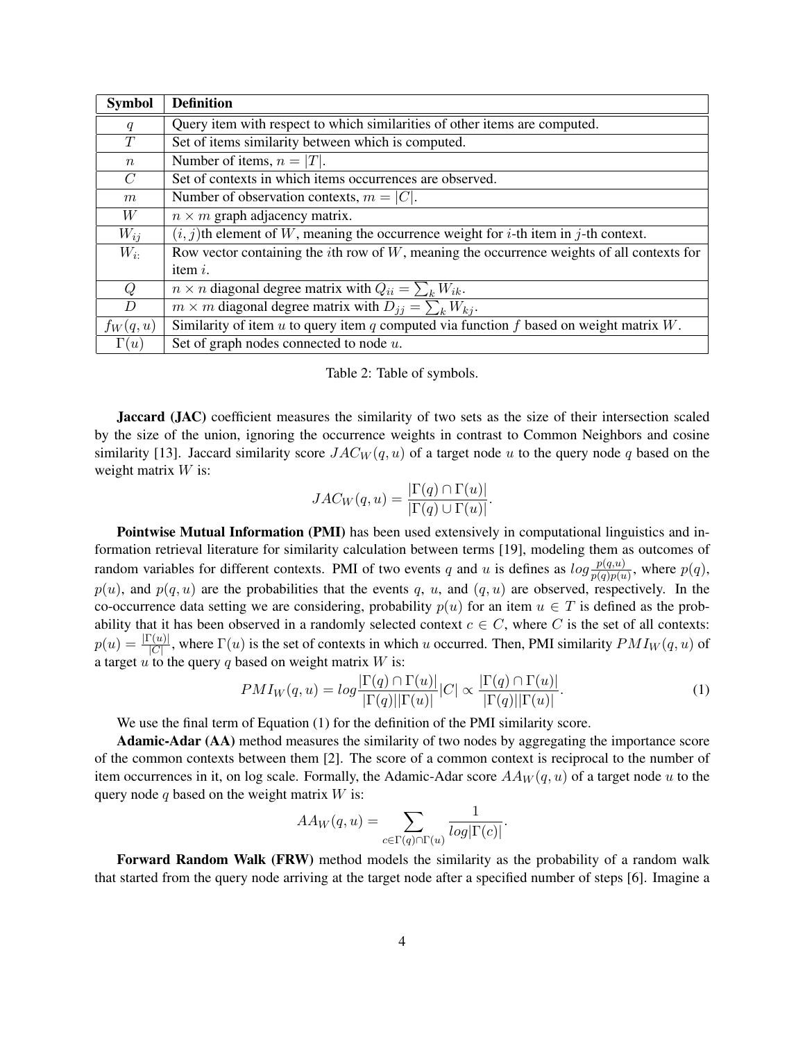| Symbol | Definition |
| --- | --- |
| $q$ | Query item with respect to which similarities of other items are computed. |
| $T$ | Set of items similarity between which is computed. |
| $n$ | Number of items, $n = \|T\|$. |
| $C$ | Set of contexts in which items occurrences are observed. |
| $m$ | Number of observation contexts, $m = \|C\|$. |
| $W$ | $n \times m$ graph adjacency matrix. |
| $W_{ij}$ | $(i, j)$th element of $W$, meaning the occurrence weight for $i$-th item in $j$-th context. |
| $W_{i:}$ | Row vector containing the $i$th row of $W$, meaning the occurrence weights of all contexts for item $i$. |
| $Q$ | $n \times n$ diagonal degree matrix with $Q_{ii} = \sum_k W_{ik}$. |
| $D$ | $m \times m$ diagonal degree matrix with $D_{jj} = \sum_k W_{kj}$. |
| $f_W(q, u)$ | Similarity of item $u$ to query item $q$ computed via function $f$ based on weight matrix $W$. |
| $\Gamma(u)$ | Set of graph nodes connected to node $u$. |

Table 2: Table of symbols.

**Jaccard (JAC)** coefficient measures the similarity of two sets as the size of their intersection scaled by the size of the union, ignoring the occurrence weights in contrast to Common Neighbors and cosine similarity [13]. Jaccard similarity score $JAC_W(q, u)$ of a target node $u$ to the query node $q$ based on the weight matrix $W$ is:

$$JAC_W(q, u) = \frac{|\Gamma(q) \cap \Gamma(u)|}{|\Gamma(q) \cup \Gamma(u)|}.$$

**Pointwise Mutual Information (PMI)** has been used extensively in computational linguistics and information retrieval literature for similarity calculation between terms [19], modeling them as outcomes of random variables for different contexts. PMI of two events $q$ and $u$ is defines as $log\frac{p(q,u)}{p(q)p(u)}$, where $p(q)$, $p(u)$, and $p(q, u)$ are the probabilities that the events $q$, $u$, and $(q, u)$ are observed, respectively. In the co-occurrence data setting we are considering, probability $p(u)$ for an item $u \in T$ is defined as the probability that it has been observed in a randomly selected context $c \in C$, where $C$ is the set of all contexts: $p(u) = \frac{|\Gamma(u)|}{|C|}$, where $\Gamma(u)$ is the set of contexts in which $u$ occurred. Then, PMI similarity $PMI_W(q, u)$ of a target $u$ to the query $q$ based on weight matrix $W$ is:

$$PMI_W(q, u) = log\frac{|\Gamma(q) \cap \Gamma(u)|}{|\Gamma(q)||\Gamma(u)|}|C| \propto \frac{|\Gamma(q) \cap \Gamma(u)|}{|\Gamma(q)||\Gamma(u)|}. \tag{1}$$

We use the final term of Equation (1) for the definition of the PMI similarity score.

**Adamic-Adar (AA)** method measures the similarity of two nodes by aggregating the importance score of the common contexts between them [2]. The score of a common context is reciprocal to the number of item occurrences in it, on log scale. Formally, the Adamic-Adar score $AA_W(q, u)$ of a target node $u$ to the query node $q$ based on the weight matrix $W$ is:

$$AA_W(q, u) = \sum_{c \in \Gamma(q) \cap \Gamma(u)} \frac{1}{log|\Gamma(c)|}.$$

**Forward Random Walk (FRW)** method models the similarity as the probability of a random walk that started from the query node arriving at the target node after a specified number of steps [6]. Imagine a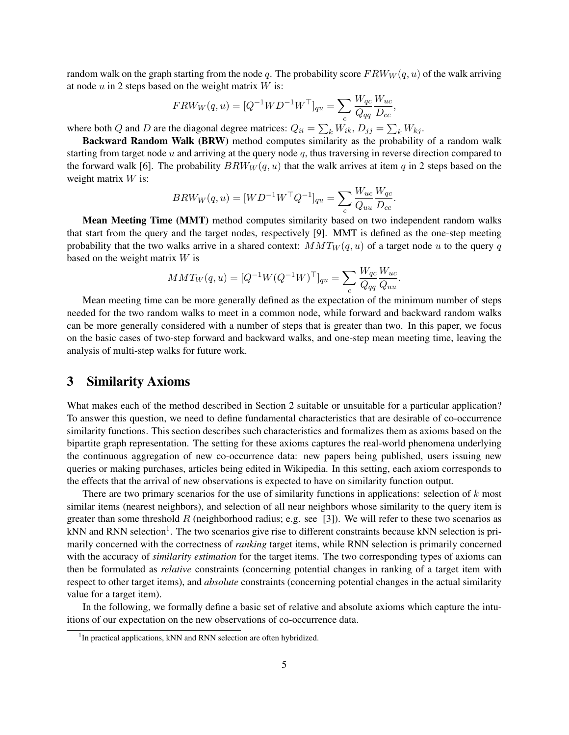random walk on the graph starting from the node $q$. The probability score $FRW_W(q, u)$ of the walk arriving at node $u$ in 2 steps based on the weight matrix $W$ is:

$$FRW_W(q, u) = [Q^{-1}WD^{-1}W^\top]_{qu} = \sum_c \frac{W_{qc}}{Q_{qq}} \frac{W_{uc}}{D_{cc}},$$

where both $Q$ and $D$ are the diagonal degree matrices: $Q_{ii} = \sum_k W_{ik}$, $D_{jj} = \sum_k W_{kj}$.

**Backward Random Walk (BRW)** method computes similarity as the probability of a random walk starting from target node $u$ and arriving at the query node $q$, thus traversing in reverse direction compared to the forward walk [6]. The probability $BRW_W(q, u)$ that the walk arrives at item $q$ in 2 steps based on the weight matrix $W$ is:

$$BRW_W(q, u) = [WD^{-1}W^\top Q^{-1}]_{qu} = \sum_c \frac{W_{uc}}{Q_{uu}} \frac{W_{qc}}{D_{cc}}.$$

**Mean Meeting Time (MMT)** method computes similarity based on two independent random walks that start from the query and the target nodes, respectively [9]. MMT is defined as the one-step meeting probability that the two walks arrive in a shared context: $MMT_W(q, u)$ of a target node $u$ to the query $q$ based on the weight matrix $W$ is

$$MMT_W(q, u) = [Q^{-1}W(Q^{-1}W)^\top]_{qu} = \sum_c \frac{W_{qc}}{Q_{qq}} \frac{W_{uc}}{Q_{uu}}.$$

Mean meeting time can be more generally defined as the expectation of the minimum number of steps needed for the two random walks to meet in a common node, while forward and backward random walks can be more generally considered with a number of steps that is greater than two. In this paper, we focus on the basic cases of two-step forward and backward walks, and one-step mean meeting time, leaving the analysis of multi-step walks for future work.

## 3 Similarity Axioms

What makes each of the method described in Section 2 suitable or unsuitable for a particular application? To answer this question, we need to define fundamental characteristics that are desirable of co-occurrence similarity functions. This section describes such characteristics and formalizes them as axioms based on the bipartite graph representation. The setting for these axioms captures the real-world phenomena underlying the continuous aggregation of new co-occurrence data: new papers being published, users issuing new queries or making purchases, articles being edited in Wikipedia. In this setting, each axiom corresponds to the effects that the arrival of new observations is expected to have on similarity function output.

There are two primary scenarios for the use of similarity functions in applications: selection of $k$ most similar items (nearest neighbors), and selection of all near neighbors whose similarity to the query item is greater than some threshold $R$ (neighborhood radius; e.g. see [3]). We will refer to these two scenarios as kNN and RNN selection[1]. The two scenarios give rise to different constraints because kNN selection is primarily concerned with the correctness of *ranking* target items, while RNN selection is primarily concerned with the accuracy of *similarity estimation* for the target items. The two corresponding types of axioms can then be formulated as *relative* constraints (concerning potential changes in ranking of a target item with respect to other target items), and *absolute* constraints (concerning potential changes in the actual similarity value for a target item).

In the following, we formally define a basic set of relative and absolute axioms which capture the intuitions of our expectation on the new observations of co-occurrence data.

[1] In practical applications, kNN and RNN selection are often hybridized.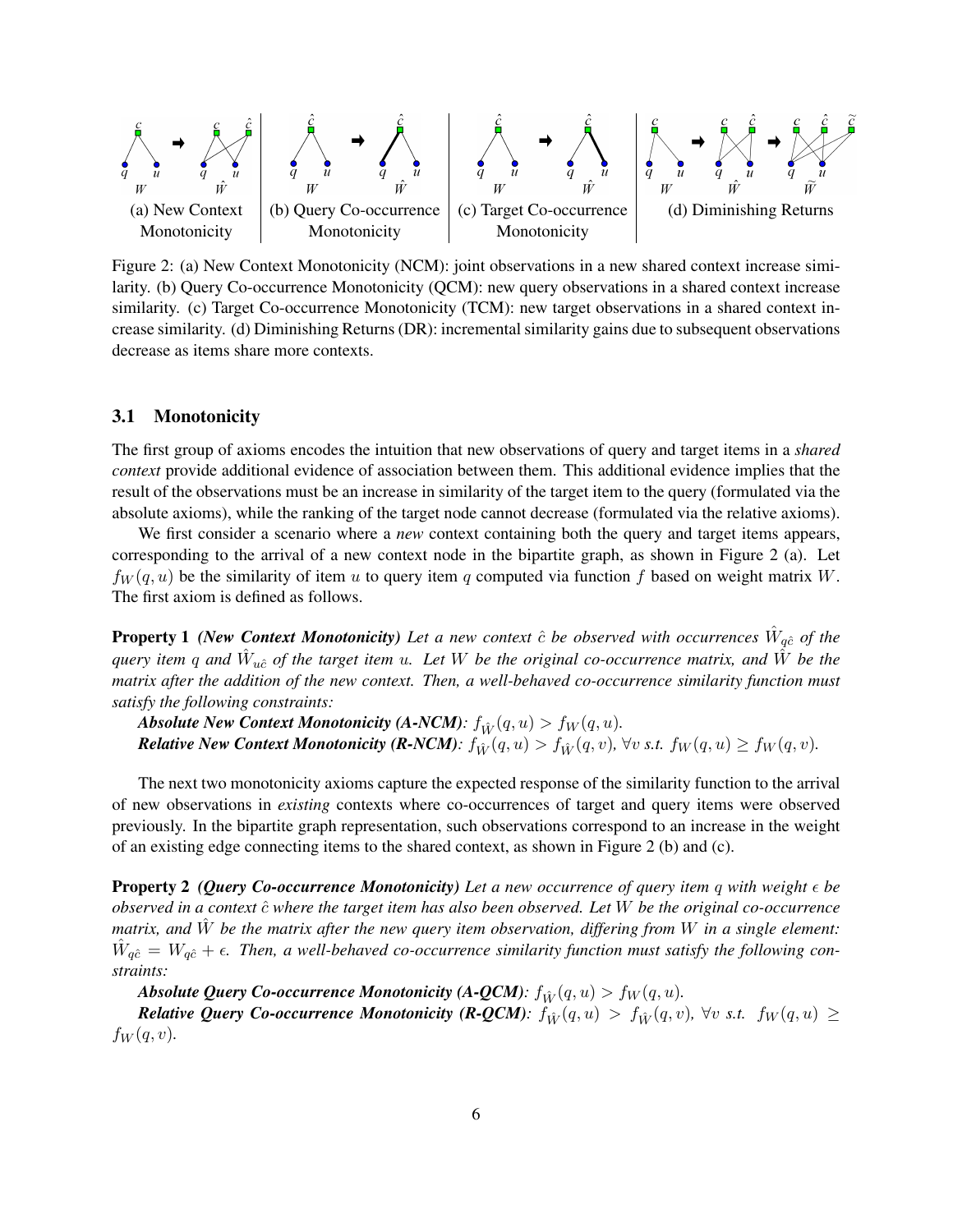(a) New Context Monotonicity | (b) Query Co-occurrence Monotonicity | (c) Target Co-occurrence Monotonicity | (d) Diminishing Returns

Figure 2: (a) New Context Monotonicity (NCM): joint observations in a new shared context increase similarity. (b) Query Co-occurrence Monotonicity (QCM): new query observations in a shared context increase similarity. (c) Target Co-occurrence Monotonicity (TCM): new target observations in a shared context increase similarity. (d) Diminishing Returns (DR): incremental similarity gains due to subsequent observations decrease as items share more contexts.

### 3.1 Monotonicity

The first group of axioms encodes the intuition that new observations of query and target items in a *shared context* provide additional evidence of association between them. This additional evidence implies that the result of the observations must be an increase in similarity of the target item to the query (formulated via the absolute axioms), while the ranking of the target node cannot decrease (formulated via the relative axioms).

We first consider a scenario where a *new* context containing both the query and target items appears, corresponding to the arrival of a new context node in the bipartite graph, as shown in Figure 2 (a). Let $f_W(q, u)$ be the similarity of item $u$ to query item $q$ computed via function $f$ based on weight matrix $W$. The first axiom is defined as follows.

**Property 1** ***(New Context Monotonicity)*** *Let a new context $\hat{c}$ be observed with occurrences $\hat{W}_{q\hat{c}}$ of the query item $q$ and $\hat{W}_{u\hat{c}}$ of the target item $u$. Let $W$ be the original co-occurrence matrix, and $\hat{W}$ be the matrix after the addition of the new context. Then, a well-behaved co-occurrence similarity function must satisfy the following constraints:*

***Absolute New Context Monotonicity (A-NCM)****: $f_{\hat{W}}(q, u) > f_W(q, u)$.*
***Relative New Context Monotonicity (R-NCM)****: $f_{\hat{W}}(q, u) > f_{\hat{W}}(q, v)$, $\forall v$ s.t. $f_W(q, u) \geq f_W(q, v)$.*

The next two monotonicity axioms capture the expected response of the similarity function to the arrival of new observations in *existing* contexts where co-occurrences of target and query items were observed previously. In the bipartite graph representation, such observations correspond to an increase in the weight of an existing edge connecting items to the shared context, as shown in Figure 2 (b) and (c).

**Property 2** ***(Query Co-occurrence Monotonicity)*** *Let a new occurrence of query item $q$ with weight $\epsilon$ be observed in a context $\hat{c}$ where the target item has also been observed. Let $W$ be the original co-occurrence matrix, and $\hat{W}$ be the matrix after the new query item observation, differing from $W$ in a single element: $\hat{W}_{q\hat{c}} = W_{q\hat{c}} + \epsilon$. Then, a well-behaved co-occurrence similarity function must satisfy the following constraints:*

***Absolute Query Co-occurrence Monotonicity (A-QCM)****: $f_{\hat{W}}(q, u) > f_W(q, u)$.*
***Relative Query Co-occurrence Monotonicity (R-QCM)****: $f_{\hat{W}}(q, u) > f_{\hat{W}}(q, v)$, $\forall v$ s.t. $f_W(q, u) \geq f_W(q, v)$.*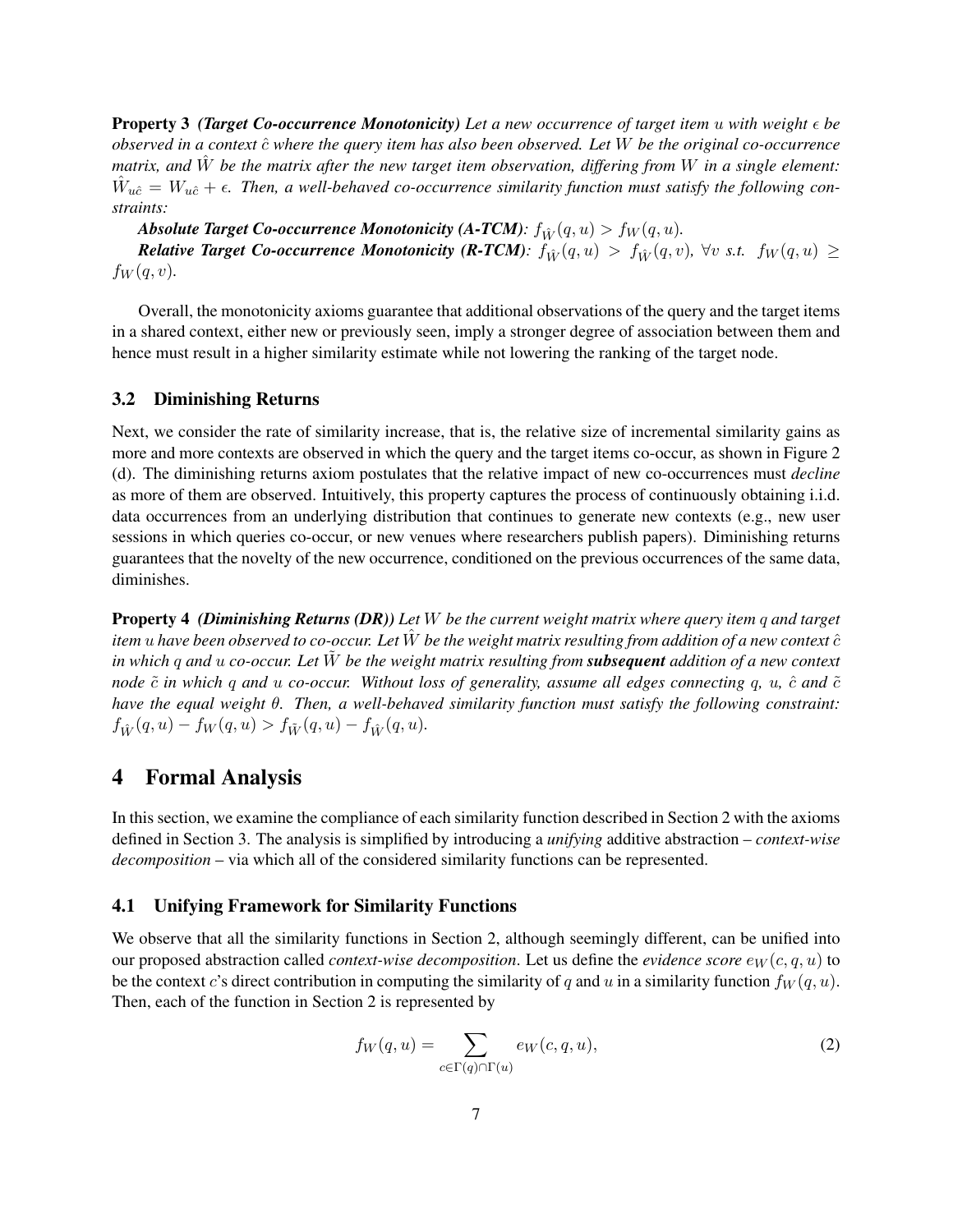**Property 3** ***(Target Co-occurrence Monotonicity)*** *Let a new occurrence of target item $u$ with weight $\epsilon$ be observed in a context $\hat{c}$ where the query item has also been observed. Let $W$ be the original co-occurrence matrix, and $\hat{W}$ be the matrix after the new target item observation, differing from $W$ in a single element: $\hat{W}_{u\hat{c}} = W_{u\hat{c}} + \epsilon$. Then, a well-behaved co-occurrence similarity function must satisfy the following constraints:*

***Absolute Target Co-occurrence Monotonicity (A-TCM)****: $f_{\hat{W}}(q, u) > f_W(q, u)$.*

***Relative Target Co-occurrence Monotonicity (R-TCM)****: $f_{\hat{W}}(q, u) > f_{\hat{W}}(q, v)$, $\forall v$ s.t. $f_W(q, u) \geq f_W(q, v)$.*

Overall, the monotonicity axioms guarantee that additional observations of the query and the target items in a shared context, either new or previously seen, imply a stronger degree of association between them and hence must result in a higher similarity estimate while not lowering the ranking of the target node.

### 3.2 Diminishing Returns

Next, we consider the rate of similarity increase, that is, the relative size of incremental similarity gains as more and more contexts are observed in which the query and the target items co-occur, as shown in Figure 2 (d). The diminishing returns axiom postulates that the relative impact of new co-occurrences must *decline* as more of them are observed. Intuitively, this property captures the process of continuously obtaining i.i.d. data occurrences from an underlying distribution that continues to generate new contexts (e.g., new user sessions in which queries co-occur, or new venues where researchers publish papers). Diminishing returns guarantees that the novelty of the new occurrence, conditioned on the previous occurrences of the same data, diminishes.

**Property 4** ***(Diminishing Returns (DR))*** *Let $W$ be the current weight matrix where query item $q$ and target item $u$ have been observed to co-occur. Let $\hat{W}$ be the weight matrix resulting from addition of a new context $\hat{c}$ in which $q$ and $u$ co-occur. Let $\tilde{W}$ be the weight matrix resulting from* ***subsequent*** *addition of a new context node $\tilde{c}$ in which $q$ and $u$ co-occur. Without loss of generality, assume all edges connecting $q$, $u$, $\hat{c}$ and $\tilde{c}$ have the equal weight $\theta$. Then, a well-behaved similarity function must satisfy the following constraint: $f_{\hat{W}}(q, u) - f_W(q, u) > f_{\tilde{W}}(q, u) - f_{\hat{W}}(q, u)$.*

## 4 Formal Analysis

In this section, we examine the compliance of each similarity function described in Section 2 with the axioms defined in Section 3. The analysis is simplified by introducing a *unifying* additive abstraction – *context-wise decomposition* – via which all of the considered similarity functions can be represented.

### 4.1 Unifying Framework for Similarity Functions

We observe that all the similarity functions in Section 2, although seemingly different, can be unified into our proposed abstraction called *context-wise decomposition*. Let us define the *evidence score* $e_W(c, q, u)$ to be the context $c$'s direct contribution in computing the similarity of $q$ and $u$ in a similarity function $f_W(q, u)$. Then, each of the function in Section 2 is represented by

$$f_W(q, u) = \sum_{c \in \Gamma(q) \cap \Gamma(u)} e_W(c, q, u), \tag{2}$$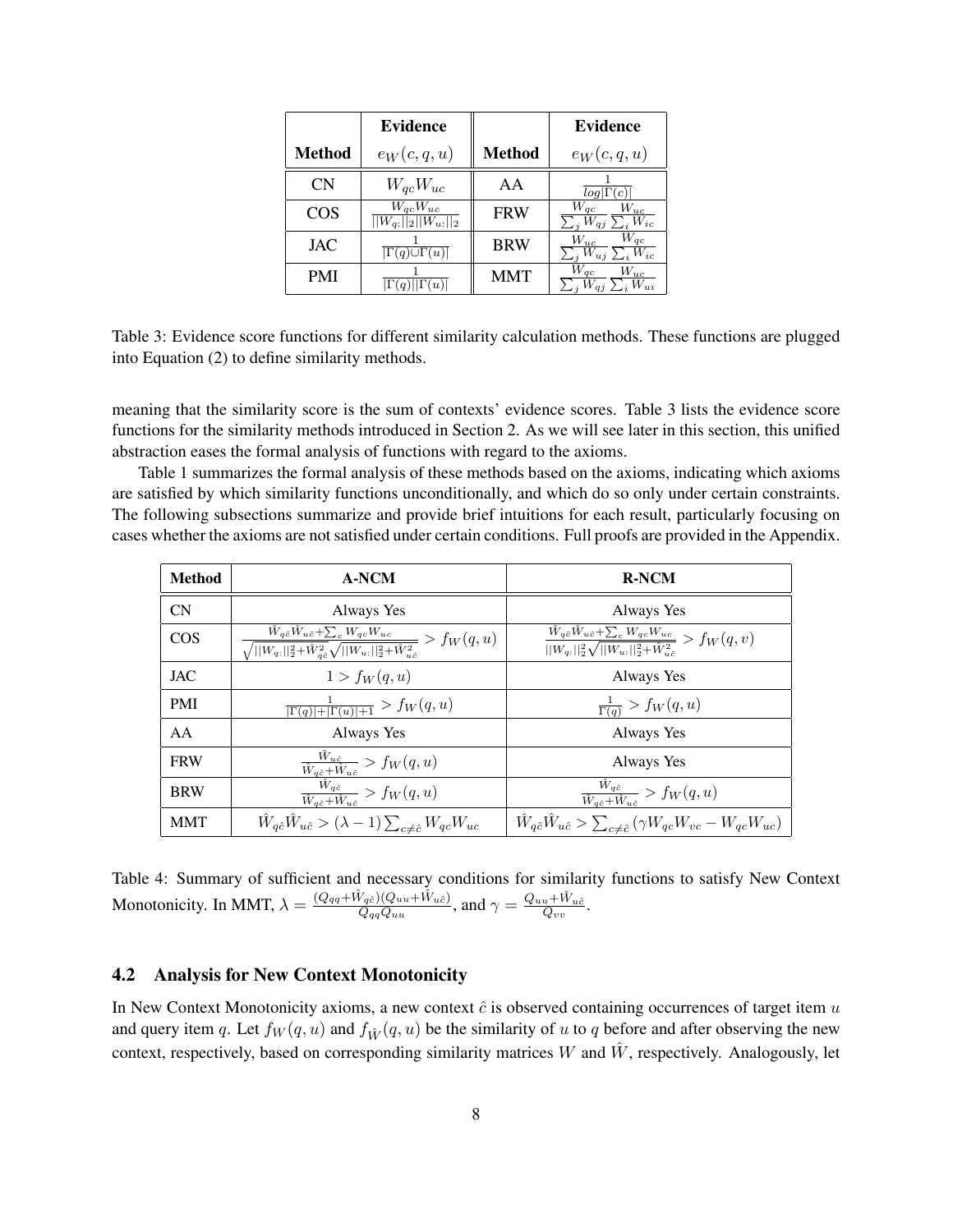| Method | Evidence $e_W(c, q, u)$ | Method | Evidence $e_W(c, q, u)$ |
|---|---|---|---|
| CN | $W_{qc}W_{uc}$ | AA | $\frac{1}{log\|\Gamma(c)\|}$ |
| COS | $\frac{W_{qc}W_{uc}}{\|\|W_{q:}\|\|_2\|\|W_{u:}\|\|_2}$ | FRW | $\frac{W_{qc}}{\sum_j W_{qj}} \frac{W_{uc}}{\sum_i W_{ic}}$ |
| JAC | $\frac{1}{\|\Gamma(q) \cup \Gamma(u)\|}$ | BRW | $\frac{W_{uc}}{\sum_j W_{uj}} \frac{W_{qc}}{\sum_i W_{ic}}$ |
| PMI | $\frac{1}{\|\Gamma(q)\|\|\Gamma(u)\|}$ | MMT | $\frac{W_{qc}}{\sum_j W_{qj}} \frac{W_{uc}}{\sum_i W_{ui}}$ |

Table 3: Evidence score functions for different similarity calculation methods. These functions are plugged into Equation (2) to define similarity methods.

meaning that the similarity score is the sum of contexts' evidence scores. Table 3 lists the evidence score functions for the similarity methods introduced in Section 2. As we will see later in this section, this unified abstraction eases the formal analysis of functions with regard to the axioms.

Table 1 summarizes the formal analysis of these methods based on the axioms, indicating which axioms are satisfied by which similarity functions unconditionally, and which do so only under certain constraints. The following subsections summarize and provide brief intuitions for each result, particularly focusing on cases whether the axioms are not satisfied under certain conditions. Full proofs are provided in the Appendix.

| Method | A-NCM | R-NCM |
|---|---|---|
| CN | Always Yes | Always Yes |
| COS | $\frac{\hat{W}_{q\hat{c}}\hat{W}_{u\hat{c}} + \sum_c W_{qc}W_{uc}}{\sqrt{\|\|W_{q:}\|\|_2^2 + \hat{W}_{q\hat{c}}^2}\sqrt{\|\|W_{u:}\|\|_2^2 + \hat{W}_{u\hat{c}}^2}} > f_W(q, u)$ | $\frac{\hat{W}_{q\hat{c}}\hat{W}_{u\hat{c}} + \sum_c W_{qc}W_{uc}}{\|\|W_{q:}\|\|_2^2\sqrt{\|\|W_{u:}\|\|_2^2 + \hat{W}_{u\hat{c}}^2}} > f_W(q, v)$ |
| JAC | $1 > f_W(q, u)$ | Always Yes |
| PMI | $\frac{1}{\|\Gamma(q)\| + \|\Gamma(u)\| + 1} > f_W(q, u)$ | $\frac{1}{\Gamma(q)} > f_W(q, u)$ |
| AA | Always Yes | Always Yes |
| FRW | $\frac{\hat{W}_{u\hat{c}}}{\hat{W}_{q\hat{c}} + \hat{W}_{u\hat{c}}} > f_W(q, u)$ | Always Yes |
| BRW | $\frac{\hat{W}_{q\hat{c}}}{\hat{W}_{q\hat{c}} + \hat{W}_{u\hat{c}}} > f_W(q, u)$ | $\frac{\hat{W}_{q\hat{c}}}{\hat{W}_{q\hat{c}} + \hat{W}_{u\hat{c}}} > f_W(q, u)$ |
| MMT | $\hat{W}_{q\hat{c}}\hat{W}_{u\hat{c}} > (\lambda - 1)\sum_{c \neq \hat{c}} W_{qc}W_{uc}$ | $\hat{W}_{q\hat{c}}\hat{W}_{u\hat{c}} > \sum_{c \neq \hat{c}} (\gamma W_{qc}W_{vc} - W_{qc}W_{uc})$ |

Table 4: Summary of sufficient and necessary conditions for similarity functions to satisfy New Context Monotonicity. In MMT, $\lambda = \frac{(Q_{qq} + \hat{W}_{q\hat{c}})(Q_{uu} + \hat{W}_{u\hat{c}})}{Q_{qq}Q_{uu}}$, and $\gamma = \frac{Q_{uu} + \hat{W}_{u\hat{c}}}{Q_{vv}}$.

### 4.2 Analysis for New Context Monotonicity

In New Context Monotonicity axioms, a new context $\hat{c}$ is observed containing occurrences of target item $u$ and query item $q$. Let $f_W(q, u)$ and $f_{\hat{W}}(q, u)$ be the similarity of $u$ to $q$ before and after observing the new context, respectively, based on corresponding similarity matrices $W$ and $\hat{W}$, respectively. Analogously, let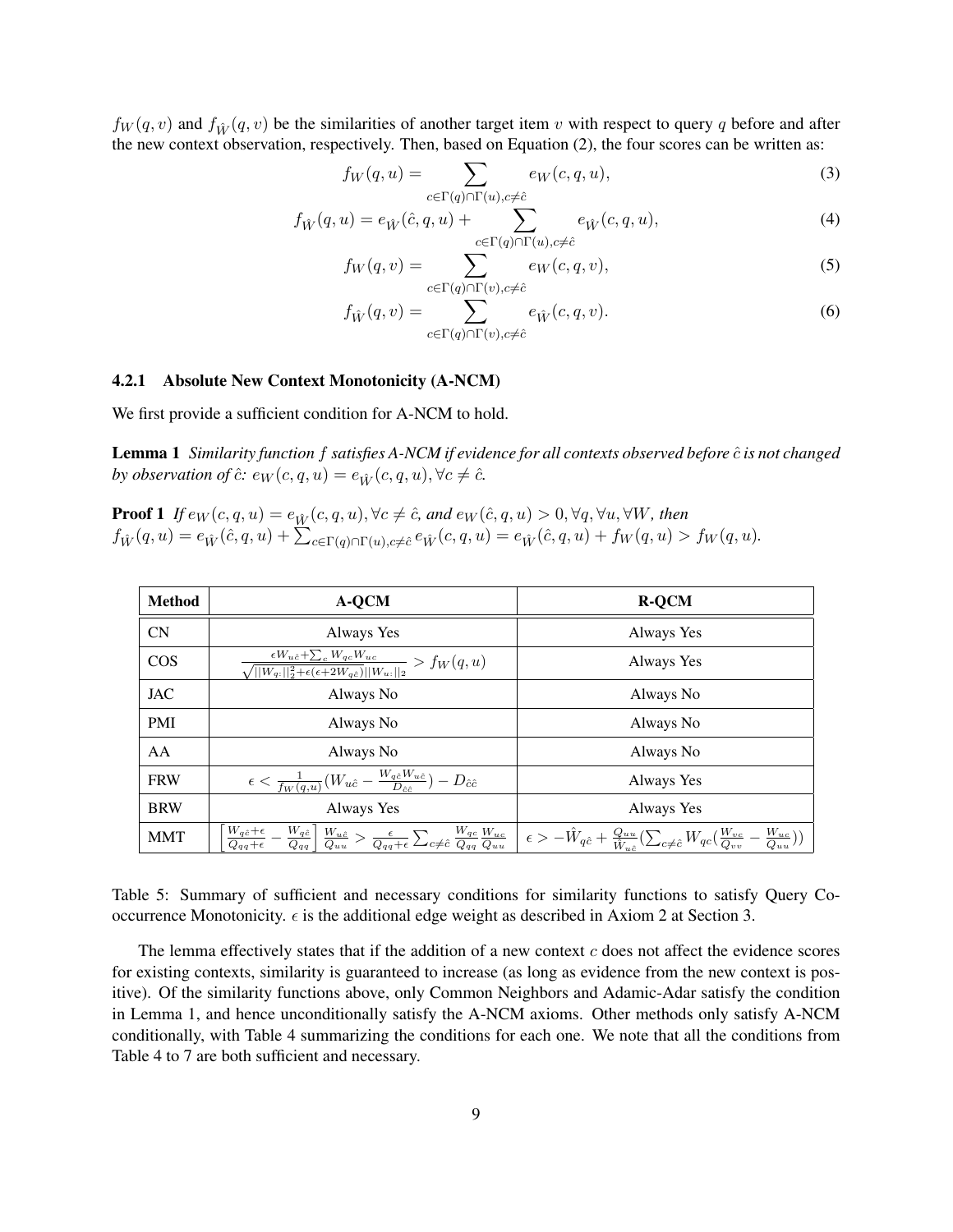$f_W(q, v)$ and $f_{\hat{W}}(q, v)$ be the similarities of another target item $v$ with respect to query $q$ before and after the new context observation, respectively. Then, based on Equation (2), the four scores can be written as:

$$f_W(q, u) = \sum_{c \in \Gamma(q) \cap \Gamma(u), c \neq \hat{c}} e_W(c, q, u), \tag{3}$$

$$f_{\hat{W}}(q, u) = e_{\hat{W}}(\hat{c}, q, u) + \sum_{c \in \Gamma(q) \cap \Gamma(u), c \neq \hat{c}} e_{\hat{W}}(c, q, u), \tag{4}$$

$$f_W(q, v) = \sum_{c \in \Gamma(q) \cap \Gamma(v), c \neq \hat{c}} e_W(c, q, v), \tag{5}$$

$$f_{\hat{W}}(q, v) = \sum_{c \in \Gamma(q) \cap \Gamma(v), c \neq \hat{c}} e_{\hat{W}}(c, q, v). \tag{6}$$

#### 4.2.1 Absolute New Context Monotonicity (A-NCM)

We first provide a sufficient condition for A-NCM to hold.

**Lemma 1** *Similarity function $f$ satisfies A-NCM if evidence for all contexts observed before $\hat{c}$ is not changed by observation of $\hat{c}$: $e_W(c, q, u) = e_{\hat{W}}(c, q, u), \forall c \neq \hat{c}$.*

**Proof 1** *If $e_W(c, q, u) = e_{\hat{W}}(c, q, u), \forall c \neq \hat{c}$, and $e_W(\hat{c}, q, u) > 0, \forall q, \forall u, \forall W$, then $f_{\hat{W}}(q, u) = e_{\hat{W}}(\hat{c}, q, u) + \sum_{c \in \Gamma(q) \cap \Gamma(u), c \neq \hat{c}} e_{\hat{W}}(c, q, u) = e_{\hat{W}}(\hat{c}, q, u) + f_W(q, u) > f_W(q, u)$.*

| Method | A-QCM | R-QCM |
|---|---|---|
| CN | Always Yes | Always Yes |
| COS | $\frac{\epsilon W_{u\hat{c}} + \sum_c W_{qc} W_{uc}}{\sqrt{\lvert\lvert W_{q:}\rvert\rvert_2^2 + \epsilon(\epsilon + 2W_{q\hat{c}})} \lvert\lvert W_{u:}\rvert\rvert_2} > f_W(q, u)$ | Always Yes |
| JAC | Always No | Always No |
| PMI | Always No | Always No |
| AA | Always No | Always No |
| FRW | $\epsilon < \frac{1}{f_W(q,u)}(W_{u\hat{c}} - \frac{W_{q\hat{c}} W_{u\hat{c}}}{D_{\hat{c}\hat{c}}}) - D_{\hat{c}\hat{c}}$ | Always Yes |
| BRW | Always Yes | Always Yes |
| MMT | $\left[\frac{W_{q\hat{c}} + \epsilon}{Q_{qq} + \epsilon} - \frac{W_{q\hat{c}}}{Q_{qq}}\right] \frac{W_{u\hat{c}}}{Q_{uu}} > \frac{\epsilon}{Q_{qq} + \epsilon} \sum_{c \neq \hat{c}} \frac{W_{qc}}{Q_{qq}} \frac{W_{uc}}{Q_{uu}}$ | $\epsilon > -\hat{W}_{q\hat{c}} + \frac{Q_{uu}}{\hat{W}_{u\hat{c}}} (\sum_{c \neq \hat{c}} W_{qc} (\frac{W_{vc}}{Q_{vv}} - \frac{W_{uc}}{Q_{uu}}))$ |

Table 5: Summary of sufficient and necessary conditions for similarity functions to satisfy Query Co-occurrence Monotonicity. $\epsilon$ is the additional edge weight as described in Axiom 2 at Section 3.

The lemma effectively states that if the addition of a new context $c$ does not affect the evidence scores for existing contexts, similarity is guaranteed to increase (as long as evidence from the new context is positive). Of the similarity functions above, only Common Neighbors and Adamic-Adar satisfy the condition in Lemma 1, and hence unconditionally satisfy the A-NCM axioms. Other methods only satisfy A-NCM conditionally, with Table 4 summarizing the conditions for each one. We note that all the conditions from Table 4 to 7 are both sufficient and necessary.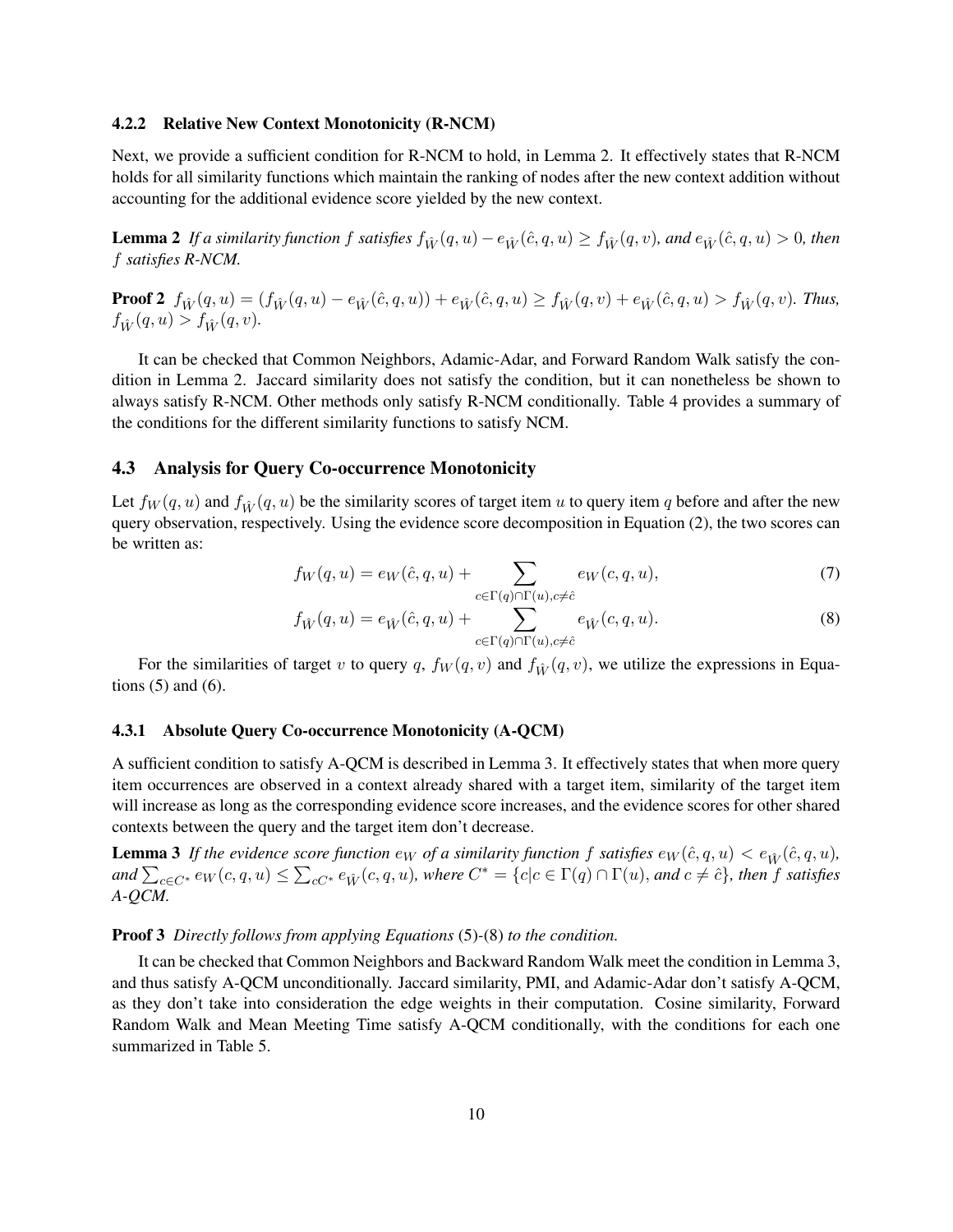#### 4.2.2 Relative New Context Monotonicity (R-NCM)

Next, we provide a sufficient condition for R-NCM to hold, in Lemma 2. It effectively states that R-NCM holds for all similarity functions which maintain the ranking of nodes after the new context addition without accounting for the additional evidence score yielded by the new context.

**Lemma 2** *If a similarity function $f$ satisfies $f_{\hat{W}}(q,u) - e_{\hat{W}}(\hat{c},q,u) \geq f_{\hat{W}}(q,v)$, and $e_{\hat{W}}(\hat{c},q,u) > 0$, then $f$ satisfies R-NCM.*

**Proof 2** *$f_{\hat{W}}(q,u) = (f_{\hat{W}}(q,u) - e_{\hat{W}}(\hat{c},q,u)) + e_{\hat{W}}(\hat{c},q,u) \geq f_{\hat{W}}(q,v) + e_{\hat{W}}(\hat{c},q,u) > f_{\hat{W}}(q,v)$. Thus, $f_{\hat{W}}(q,u) > f_{\hat{W}}(q,v)$.*

It can be checked that Common Neighbors, Adamic-Adar, and Forward Random Walk satisfy the condition in Lemma 2. Jaccard similarity does not satisfy the condition, but it can nonetheless be shown to always satisfy R-NCM. Other methods only satisfy R-NCM conditionally. Table 4 provides a summary of the conditions for the different similarity functions to satisfy NCM.

### 4.3 Analysis for Query Co-occurrence Monotonicity

Let $f_W(q,u)$ and $f_{\hat{W}}(q,u)$ be the similarity scores of target item $u$ to query item $q$ before and after the new query observation, respectively. Using the evidence score decomposition in Equation (2), the two scores can be written as:

$$f_W(q,u) = e_W(\hat{c},q,u) + \sum_{c \in \Gamma(q) \cap \Gamma(u), c \neq \hat{c}} e_W(c,q,u), \tag{7}$$

$$f_{\hat{W}}(q,u) = e_{\hat{W}}(\hat{c},q,u) + \sum_{c \in \Gamma(q) \cap \Gamma(u), c \neq \hat{c}} e_{\hat{W}}(c,q,u). \tag{8}$$

For the similarities of target $v$ to query $q$, $f_W(q,v)$ and $f_{\hat{W}}(q,v)$, we utilize the expressions in Equations (5) and (6).

#### 4.3.1 Absolute Query Co-occurrence Monotonicity (A-QCM)

A sufficient condition to satisfy A-QCM is described in Lemma 3. It effectively states that when more query item occurrences are observed in a context already shared with a target item, similarity of the target item will increase as long as the corresponding evidence score increases, and the evidence scores for other shared contexts between the query and the target item don't decrease.

**Lemma 3** *If the evidence score function $e_W$ of a similarity function $f$ satisfies $e_W(\hat{c},q,u) < e_{\hat{W}}(\hat{c},q,u)$, and $\sum_{c \in C^*} e_W(c,q,u) \leq \sum_{cC^*} e_{\hat{W}}(c,q,u)$, where $C^* = \{c | c \in \Gamma(q) \cap \Gamma(u), \text{and } c \neq \hat{c}\}$, then $f$ satisfies A-QCM.*

**Proof 3** *Directly follows from applying Equations (5)-(8) to the condition.*

It can be checked that Common Neighbors and Backward Random Walk meet the condition in Lemma 3, and thus satisfy A-QCM unconditionally. Jaccard similarity, PMI, and Adamic-Adar don't satisfy A-QCM, as they don't take into consideration the edge weights in their computation. Cosine similarity, Forward Random Walk and Mean Meeting Time satisfy A-QCM conditionally, with the conditions for each one summarized in Table 5.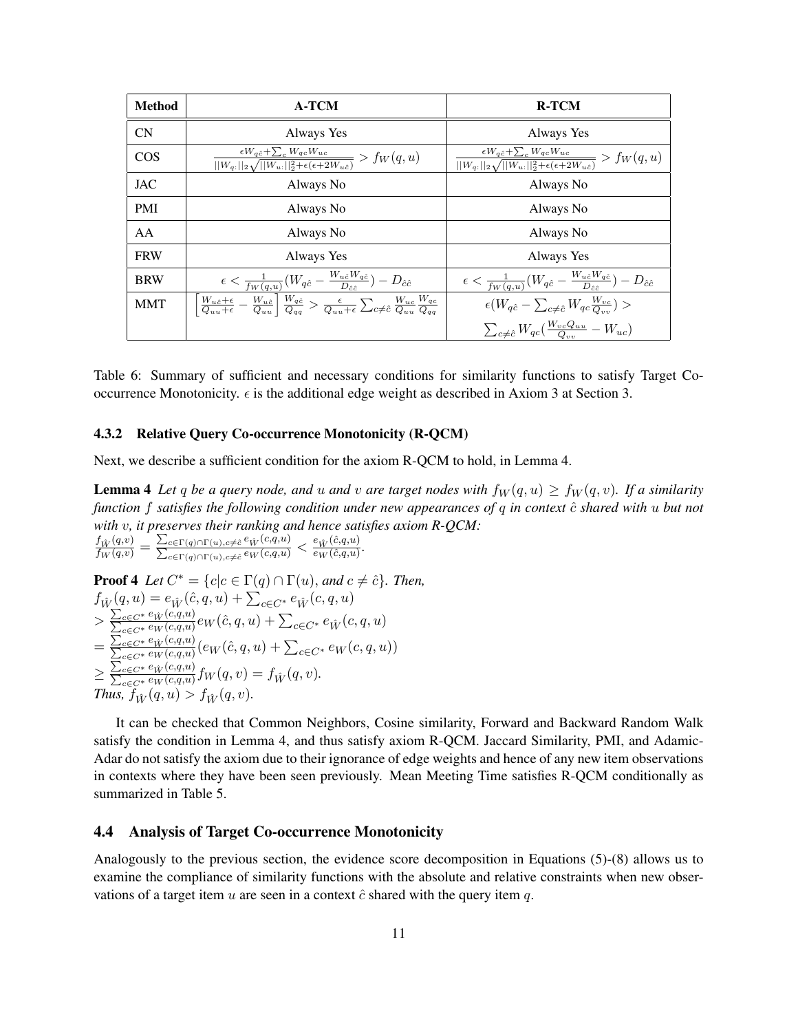| Method | A-TCM | R-TCM |
|---|---|---|
| CN | Always Yes | Always Yes |
| COS | $\frac{\epsilon W_{q\hat{c}}+\sum_c W_{qc}W_{uc}}{\|\|W_{q:}\|\|_2\sqrt{\|\|W_{u:}\|\|_2^2+\epsilon(\epsilon+2W_{u\hat{c}})}} > f_W(q,u)$ | $\frac{\epsilon W_{q\hat{c}}+\sum_c W_{qc}W_{uc}}{\|\|W_{q:}\|\|_2\sqrt{\|\|W_{u:}\|\|_2^2+\epsilon(\epsilon+2W_{u\hat{c}})}} > f_W(q,u)$ |
| JAC | Always No | Always No |
| PMI | Always No | Always No |
| AA | Always No | Always No |
| FRW | Always Yes | Always Yes |
| BRW | $\epsilon < \frac{1}{f_W(q,u)}(W_{q\hat{c}} - \frac{W_{u\hat{c}}W_{q\hat{c}}}{D_{\hat{c}\hat{c}}}) - D_{\hat{c}\hat{c}}$ | $\epsilon < \frac{1}{f_W(q,u)}(W_{q\hat{c}} - \frac{W_{u\hat{c}}W_{q\hat{c}}}{D_{\hat{c}\hat{c}}}) - D_{\hat{c}\hat{c}}$ |
| MMT | $\left[\frac{W_{u\hat{c}}+\epsilon}{Q_{uu}+\epsilon} - \frac{W_{u\hat{c}}}{Q_{uu}}\right]\frac{W_{q\hat{c}}}{Q_{qq}} > \frac{\epsilon}{Q_{uu}+\epsilon}\sum_{c\neq\hat{c}}\frac{W_{uc}}{Q_{uu}}\frac{W_{qc}}{Q_{qq}}$ | $\epsilon(W_{q\hat{c}} - \sum_{c\neq\hat{c}}W_{qc}\frac{W_{vc}}{Q_{vv}}) > \sum_{c\neq\hat{c}}W_{qc}(\frac{W_{vc}Q_{uu}}{Q_{vv}} - W_{uc})$ |

Table 6: Summary of sufficient and necessary conditions for similarity functions to satisfy Target Co-occurrence Monotonicity. $\epsilon$ is the additional edge weight as described in Axiom 3 at Section 3.

### 4.3.2 Relative Query Co-occurrence Monotonicity (R-QCM)

Next, we describe a sufficient condition for the axiom R-QCM to hold, in Lemma 4.

**Lemma 4** *Let $q$ be a query node, and $u$ and $v$ are target nodes with $f_W(q,u) \geq f_W(q,v)$. If a similarity function $f$ satisfies the following condition under new appearances of $q$ in context $\hat{c}$ shared with $u$ but not with $v$, it preserves their ranking and hence satisfies axiom R-QCM:*
$\frac{f_{\hat{W}}(q,v)}{f_W(q,v)} = \frac{\sum_{c\in\Gamma(q)\cap\Gamma(u),c\neq\hat{c}} e_{\hat{W}}(c,q,u)}{\sum_{c\in\Gamma(q)\cap\Gamma(u),c\neq\hat{c}} e_W(c,q,u)} < \frac{e_{\hat{W}}(\hat{c},q,u)}{e_W(\hat{c},q,u)}$.

**Proof 4** *Let $C^* = \{c | c \in \Gamma(q)\cap\Gamma(u), \text{and } c \neq \hat{c}\}$. Then,*
$f_{\hat{W}}(q,u) = e_{\hat{W}}(\hat{c},q,u) + \sum_{c\in C^*} e_{\hat{W}}(c,q,u)$
$> \frac{\sum_{c\in C^*} e_{\hat{W}}(c,q,u)}{\sum_{c\in C^*} e_W(c,q,u)} e_W(\hat{c},q,u) + \sum_{c\in C^*} e_{\hat{W}}(c,q,u)$
$= \frac{\sum_{c\in C^*} e_{\hat{W}}(c,q,u)}{\sum_{c\in C^*} e_W(c,q,u)}(e_W(\hat{c},q,u) + \sum_{c\in C^*} e_W(c,q,u))$
$\geq \frac{\sum_{c\in C^*} e_{\hat{W}}(c,q,u)}{\sum_{c\in C^*} e_W(c,q,u)} f_W(q,v) = f_{\hat{W}}(q,v)$.
*Thus, $f_{\hat{W}}(q,u) > f_{\hat{W}}(q,v)$.*

It can be checked that Common Neighbors, Cosine similarity, Forward and Backward Random Walk satisfy the condition in Lemma 4, and thus satisfy axiom R-QCM. Jaccard Similarity, PMI, and Adamic-Adar do not satisfy the axiom due to their ignorance of edge weights and hence of any new item observations in contexts where they have been seen previously. Mean Meeting Time satisfies R-QCM conditionally as summarized in Table 5.

## 4.4 Analysis of Target Co-occurrence Monotonicity

Analogously to the previous section, the evidence score decomposition in Equations (5)-(8) allows us to examine the compliance of similarity functions with the absolute and relative constraints when new observations of a target item $u$ are seen in a context $\hat{c}$ shared with the query item $q$.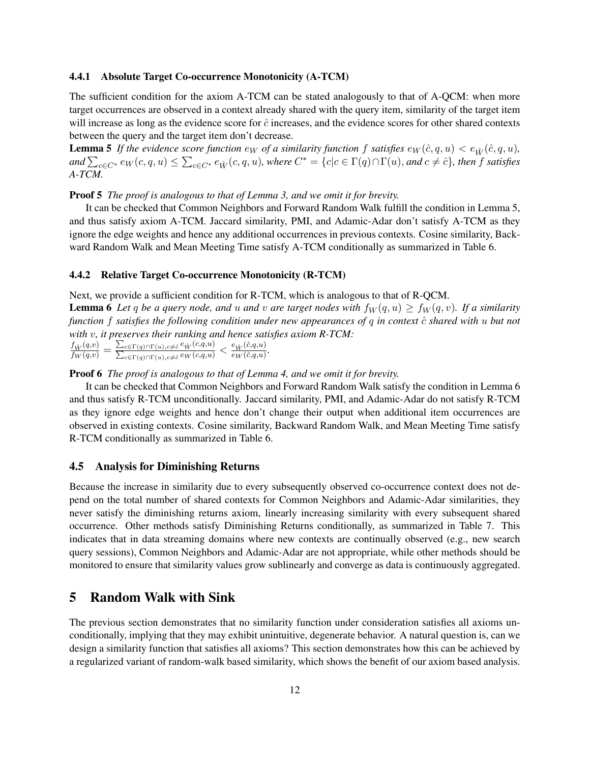### 4.4.1 Absolute Target Co-occurrence Monotonicity (A-TCM)

The sufficient condition for the axiom A-TCM can be stated analogously to that of A-QCM: when more target occurrences are observed in a context already shared with the query item, similarity of the target item will increase as long as the evidence score for $\hat{c}$ increases, and the evidence scores for other shared contexts between the query and the target item don't decrease.

**Lemma 5** *If the evidence score function $e_W$ of a similarity function $f$ satisfies $e_W(\hat{c}, q, u) < e_{\hat{W}}(\hat{c}, q, u)$, and $\sum_{c \in C^*} e_W(c, q, u) \leq \sum_{c \in C^*} e_{\hat{W}}(c, q, u)$, where $C^* = \{c | c \in \Gamma(q) \cap \Gamma(u), \text{and } c \neq \hat{c}\}$, then $f$ satisfies A-TCM.*

**Proof 5** *The proof is analogous to that of Lemma 3, and we omit it for brevity.*

It can be checked that Common Neighbors and Forward Random Walk fulfill the condition in Lemma 5, and thus satisfy axiom A-TCM. Jaccard similarity, PMI, and Adamic-Adar don't satisfy A-TCM as they ignore the edge weights and hence any additional occurrences in previous contexts. Cosine similarity, Backward Random Walk and Mean Meeting Time satisfy A-TCM conditionally as summarized in Table 6.

### 4.4.2 Relative Target Co-occurrence Monotonicity (R-TCM)

Next, we provide a sufficient condition for R-TCM, which is analogous to that of R-QCM.

**Lemma 6** *Let $q$ be a query node, and $u$ and $v$ are target nodes with $f_W(q, u) \geq f_W(q, v)$. If a similarity function $f$ satisfies the following condition under new appearances of $q$ in context $\hat{c}$ shared with $u$ but not with $v$, it preserves their ranking and hence satisfies axiom R-TCM:*
$\frac{f_{\hat{W}}(q,v)}{f_W(q,v)} = \frac{\sum_{c \in \Gamma(q) \cap \Gamma(u), c \neq \hat{c}} e_{\hat{W}}(c,q,u)}{\sum_{c \in \Gamma(q) \cap \Gamma(u), c \neq \hat{c}} e_W(c,q,u)} < \frac{e_{\hat{W}}(\hat{c},q,u)}{e_W(\hat{c},q,u)}$.

**Proof 6** *The proof is analogous to that of Lemma 4, and we omit it for brevity.*

It can be checked that Common Neighbors and Forward Random Walk satisfy the condition in Lemma 6 and thus satisfy R-TCM unconditionally. Jaccard similarity, PMI, and Adamic-Adar do not satisfy R-TCM as they ignore edge weights and hence don't change their output when additional item occurrences are observed in existing contexts. Cosine similarity, Backward Random Walk, and Mean Meeting Time satisfy R-TCM conditionally as summarized in Table 6.

## 4.5 Analysis for Diminishing Returns

Because the increase in similarity due to every subsequently observed co-occurrence context does not depend on the total number of shared contexts for Common Neighbors and Adamic-Adar similarities, they never satisfy the diminishing returns axiom, linearly increasing similarity with every subsequent shared occurrence. Other methods satisfy Diminishing Returns conditionally, as summarized in Table 7. This indicates that in data streaming domains where new contexts are continually observed (e.g., new search query sessions), Common Neighbors and Adamic-Adar are not appropriate, while other methods should be monitored to ensure that similarity values grow sublinearly and converge as data is continuously aggregated.

# 5 Random Walk with Sink

The previous section demonstrates that no similarity function under consideration satisfies all axioms unconditionally, implying that they may exhibit unintuitive, degenerate behavior. A natural question is, can we design a similarity function that satisfies all axioms? This section demonstrates how this can be achieved by a regularized variant of random-walk based similarity, which shows the benefit of our axiom based analysis.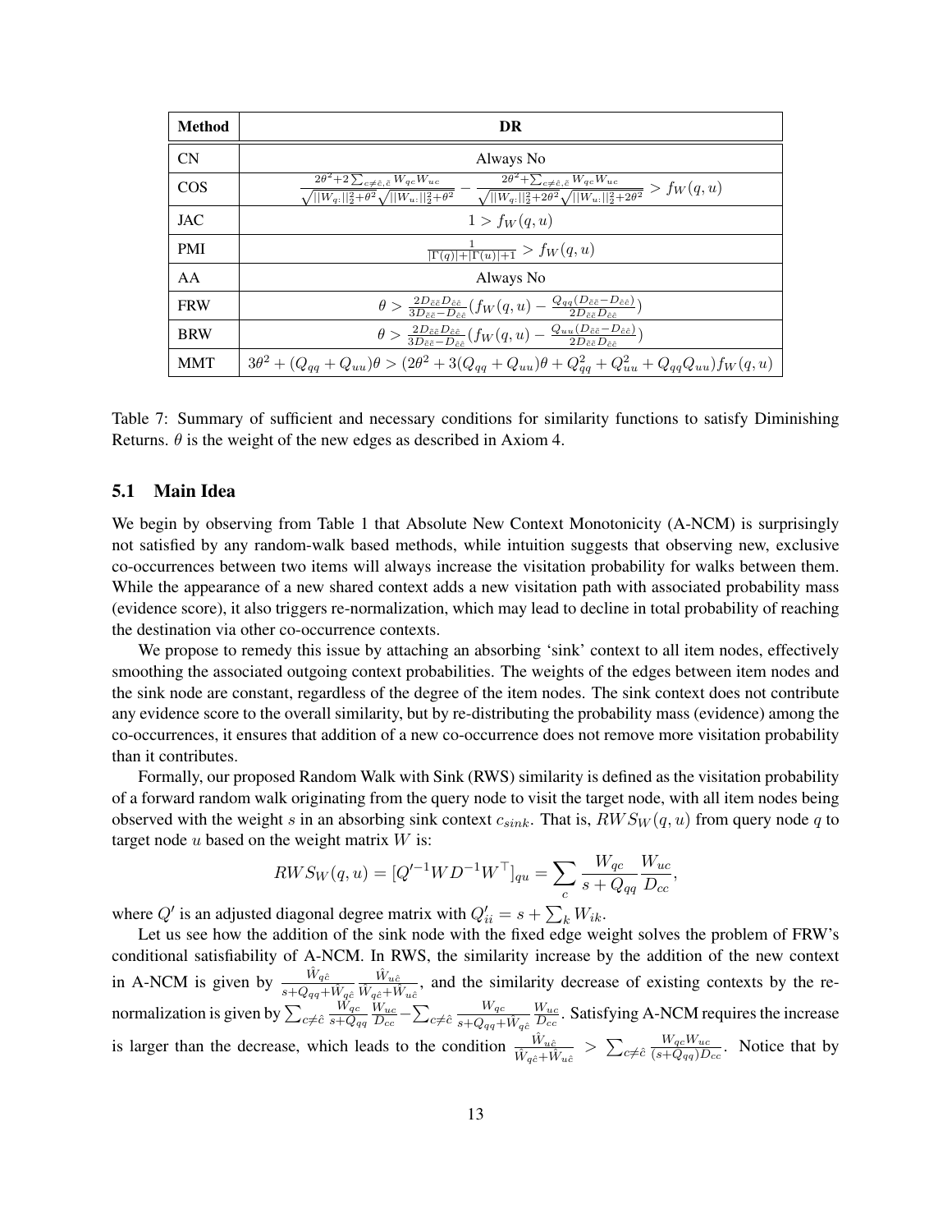| Method | DR |
| --- | --- |
| CN | Always No |
| COS | $\frac{2\theta^2+2\sum_{c\neq\hat{c},\tilde{c}} W_{qc}W_{uc}}{\sqrt{\|\|W_{q:}\|\|_2^2+\theta^2}\sqrt{\|\|W_{u:}\|\|_2^2+\theta^2}} - \frac{2\theta^2+\sum_{c\neq\hat{c},\tilde{c}} W_{qc}W_{uc}}{\sqrt{\|\|W_{q:}\|\|_2^2+2\theta^2}\sqrt{\|\|W_{u:}\|\|_2^2+2\theta^2}} > f_W(q,u)$ |
| JAC | $1 > f_W(q,u)$ |
| PMI | $\frac{1}{\|\Gamma(q)\|+\|\Gamma(u)\|+1} > f_W(q,u)$ |
| AA | Always No |
| FRW | $\theta > \frac{2D_{\tilde{c}\tilde{c}}D_{\hat{c}\hat{c}}}{3D_{\tilde{c}\tilde{c}}-D_{\hat{c}\hat{c}}}(f_W(q,u) - \frac{Q_{qq}(D_{\tilde{c}\tilde{c}}-D_{\hat{c}\hat{c}})}{2D_{\tilde{c}\tilde{c}}D_{\hat{c}\hat{c}}})$ |
| BRW | $\theta > \frac{2D_{\tilde{c}\tilde{c}}D_{\hat{c}\hat{c}}}{3D_{\tilde{c}\tilde{c}}-D_{\hat{c}\hat{c}}}(f_W(q,u) - \frac{Q_{uu}(D_{\tilde{c}\tilde{c}}-D_{\hat{c}\hat{c}})}{2D_{\tilde{c}\tilde{c}}D_{\hat{c}\hat{c}}})$ |
| MMT | $3\theta^2 + (Q_{qq}+Q_{uu})\theta > (2\theta^2 + 3(Q_{qq}+Q_{uu})\theta + Q_{qq}^2 + Q_{uu}^2 + Q_{qq}Q_{uu})f_W(q,u)$ |

Table 7: Summary of sufficient and necessary conditions for similarity functions to satisfy Diminishing Returns. $\theta$ is the weight of the new edges as described in Axiom 4.

## 5.1 Main Idea

We begin by observing from Table 1 that Absolute New Context Monotonicity (A-NCM) is surprisingly not satisfied by any random-walk based methods, while intuition suggests that observing new, exclusive co-occurrences between two items will always increase the visitation probability for walks between them. While the appearance of a new shared context adds a new visitation path with associated probability mass (evidence score), it also triggers re-normalization, which may lead to decline in total probability of reaching the destination via other co-occurrence contexts.

We propose to remedy this issue by attaching an absorbing 'sink' context to all item nodes, effectively smoothing the associated outgoing context probabilities. The weights of the edges between item nodes and the sink node are constant, regardless of the degree of the item nodes. The sink context does not contribute any evidence score to the overall similarity, but by re-distributing the probability mass (evidence) among the co-occurrences, it ensures that addition of a new co-occurrence does not remove more visitation probability than it contributes.

Formally, our proposed Random Walk with Sink (RWS) similarity is defined as the visitation probability of a forward random walk originating from the query node to visit the target node, with all item nodes being observed with the weight $s$ in an absorbing sink context $c_{sink}$. That is, $RWS_W(q,u)$ from query node $q$ to target node $u$ based on the weight matrix $W$ is:

$$RWS_W(q,u) = [Q'^{-1}WD^{-1}W^\top]_{qu} = \sum_c \frac{W_{qc}}{s+Q_{qq}}\frac{W_{uc}}{D_{cc}},$$

where $Q'$ is an adjusted diagonal degree matrix with $Q'_{ii} = s + \sum_k W_{ik}$.

Let us see how the addition of the sink node with the fixed edge weight solves the problem of FRW's conditional satisfiability of A-NCM. In RWS, the similarity increase by the addition of the new context in A-NCM is given by $\frac{\hat{W}_{q\hat{c}}}{s+Q_{qq}+\hat{W}_{q\hat{c}}}\frac{\hat{W}_{u\hat{c}}}{\hat{W}_{q\hat{c}}+\hat{W}_{u\hat{c}}}$, and the similarity decrease of existing contexts by the re-normalization is given by $\sum_{c\neq\hat{c}}\frac{W_{qc}}{s+Q_{qq}}\frac{W_{uc}}{D_{cc}} - \sum_{c\neq\hat{c}}\frac{W_{qc}}{s+Q_{qq}+\hat{W}_{q\hat{c}}}\frac{W_{uc}}{D_{cc}}$. Satisfying A-NCM requires the increase is larger than the decrease, which leads to the condition $\frac{\hat{W}_{u\hat{c}}}{\hat{W}_{q\hat{c}}+\hat{W}_{u\hat{c}}} > \sum_{c\neq\hat{c}}\frac{W_{qc}W_{uc}}{(s+Q_{qq})D_{cc}}$. Notice that by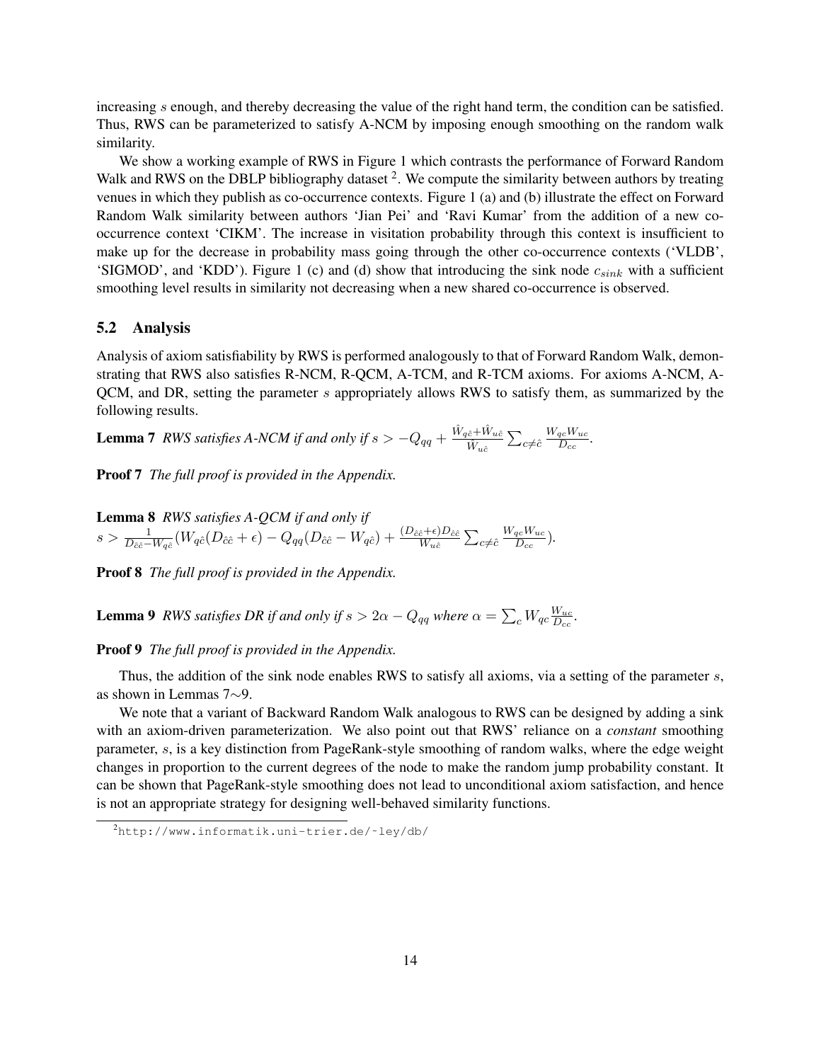increasing $s$ enough, and thereby decreasing the value of the right hand term, the condition can be satisfied. Thus, RWS can be parameterized to satisfy A-NCM by imposing enough smoothing on the random walk similarity.

We show a working example of RWS in Figure 1 which contrasts the performance of Forward Random Walk and RWS on the DBLP bibliography dataset [2]. We compute the similarity between authors by treating venues in which they publish as co-occurrence contexts. Figure 1 (a) and (b) illustrate the effect on Forward Random Walk similarity between authors 'Jian Pei' and 'Ravi Kumar' from the addition of a new co-occurrence context 'CIKM'. The increase in visitation probability through this context is insufficient to make up for the decrease in probability mass going through the other co-occurrence contexts ('VLDB', 'SIGMOD', and 'KDD'). Figure 1 (c) and (d) show that introducing the sink node $c_{sink}$ with a sufficient smoothing level results in similarity not decreasing when a new shared co-occurrence is observed.

## 5.2 Analysis

Analysis of axiom satisfiability by RWS is performed analogously to that of Forward Random Walk, demonstrating that RWS also satisfies R-NCM, R-QCM, A-TCM, and R-TCM axioms. For axioms A-NCM, A-QCM, and DR, setting the parameter $s$ appropriately allows RWS to satisfy them, as summarized by the following results.

**Lemma 7** *RWS satisfies A-NCM if and only if* $s > -Q_{qq} + \frac{\hat{W}_{q\hat{c}} + \hat{W}_{u\hat{c}}}{\hat{W}_{u\hat{c}}} \sum_{c \neq \hat{c}} \frac{W_{qc} W_{uc}}{D_{cc}}$.

**Proof 7** *The full proof is provided in the Appendix.*

**Lemma 8** *RWS satisfies A-QCM if and only if*
$s > \frac{1}{D_{\hat{c}\hat{c}} - W_{q\hat{c}}} (W_{q\hat{c}}(D_{\hat{c}\hat{c}} + \epsilon) - Q_{qq}(D_{\hat{c}\hat{c}} - W_{q\hat{c}}) + \frac{(D_{\hat{c}\hat{c}} + \epsilon) D_{\hat{c}\hat{c}}}{W_{u\hat{c}}} \sum_{c \neq \hat{c}} \frac{W_{qc} W_{uc}}{D_{cc}})$.

**Proof 8** *The full proof is provided in the Appendix.*

**Lemma 9** *RWS satisfies DR if and only if* $s > 2\alpha - Q_{qq}$ *where* $\alpha = \sum_c W_{qc} \frac{W_{uc}}{D_{cc}}$.

**Proof 9** *The full proof is provided in the Appendix.*

Thus, the addition of the sink node enables RWS to satisfy all axioms, via a setting of the parameter $s$, as shown in Lemmas 7∼9.

We note that a variant of Backward Random Walk analogous to RWS can be designed by adding a sink with an axiom-driven parameterization. We also point out that RWS' reliance on a *constant* smoothing parameter, $s$, is a key distinction from PageRank-style smoothing of random walks, where the edge weight changes in proportion to the current degrees of the node to make the random jump probability constant. It can be shown that PageRank-style smoothing does not lead to unconditional axiom satisfaction, and hence is not an appropriate strategy for designing well-behaved similarity functions.

[2] http://www.informatik.uni-trier.de/~ley/db/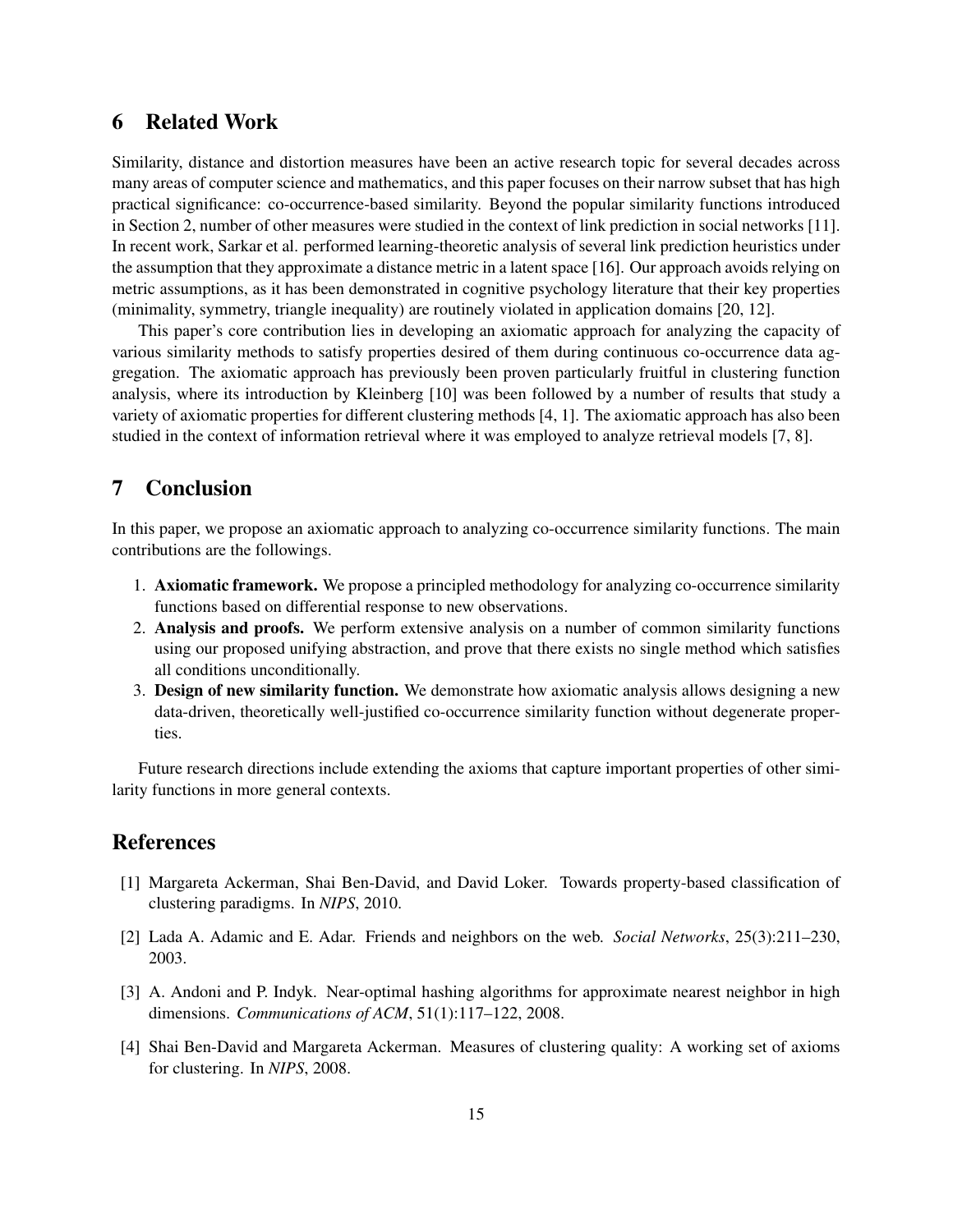## 6 Related Work

Similarity, distance and distortion measures have been an active research topic for several decades across many areas of computer science and mathematics, and this paper focuses on their narrow subset that has high practical significance: co-occurrence-based similarity. Beyond the popular similarity functions introduced in Section 2, number of other measures were studied in the context of link prediction in social networks [11]. In recent work, Sarkar et al. performed learning-theoretic analysis of several link prediction heuristics under the assumption that they approximate a distance metric in a latent space [16]. Our approach avoids relying on metric assumptions, as it has been demonstrated in cognitive psychology literature that their key properties (minimality, symmetry, triangle inequality) are routinely violated in application domains [20, 12].

This paper's core contribution lies in developing an axiomatic approach for analyzing the capacity of various similarity methods to satisfy properties desired of them during continuous co-occurrence data aggregation. The axiomatic approach has previously been proven particularly fruitful in clustering function analysis, where its introduction by Kleinberg [10] was been followed by a number of results that study a variety of axiomatic properties for different clustering methods [4, 1]. The axiomatic approach has also been studied in the context of information retrieval where it was employed to analyze retrieval models [7, 8].

## 7 Conclusion

In this paper, we propose an axiomatic approach to analyzing co-occurrence similarity functions. The main contributions are the followings.

1. **Axiomatic framework.** We propose a principled methodology for analyzing co-occurrence similarity functions based on differential response to new observations.
2. **Analysis and proofs.** We perform extensive analysis on a number of common similarity functions using our proposed unifying abstraction, and prove that there exists no single method which satisfies all conditions unconditionally.
3. **Design of new similarity function.** We demonstrate how axiomatic analysis allows designing a new data-driven, theoretically well-justified co-occurrence similarity function without degenerate properties.

Future research directions include extending the axioms that capture important properties of other similarity functions in more general contexts.

## References

[1] Margareta Ackerman, Shai Ben-David, and David Loker. Towards property-based classification of clustering paradigms. In *NIPS*, 2010.

[2] Lada A. Adamic and E. Adar. Friends and neighbors on the web. *Social Networks*, 25(3):211–230, 2003.

[3] A. Andoni and P. Indyk. Near-optimal hashing algorithms for approximate nearest neighbor in high dimensions. *Communications of ACM*, 51(1):117–122, 2008.

[4] Shai Ben-David and Margareta Ackerman. Measures of clustering quality: A working set of axioms for clustering. In *NIPS*, 2008.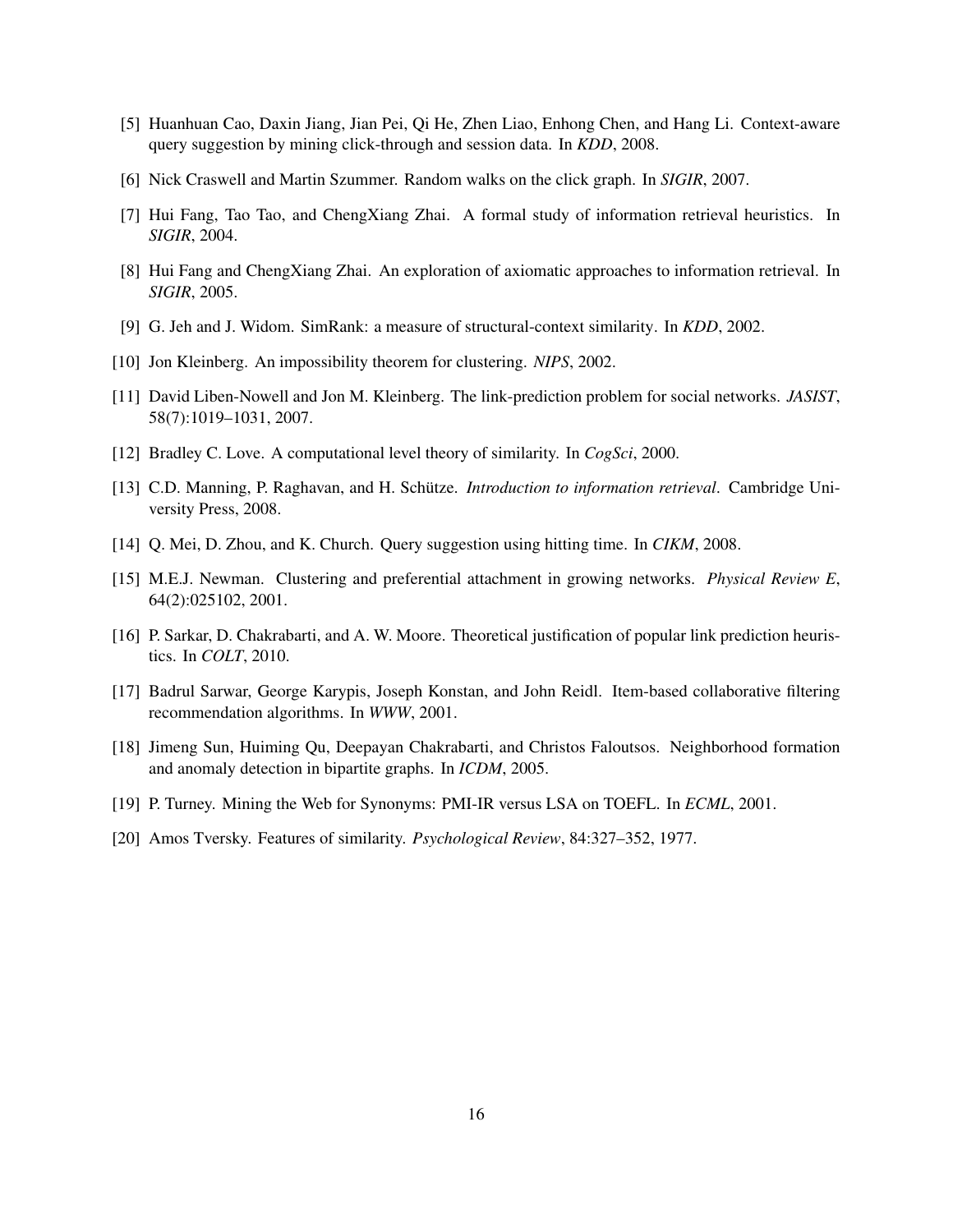[5] Huanhuan Cao, Daxin Jiang, Jian Pei, Qi He, Zhen Liao, Enhong Chen, and Hang Li. Context-aware query suggestion by mining click-through and session data. In *KDD*, 2008.

[6] Nick Craswell and Martin Szummer. Random walks on the click graph. In *SIGIR*, 2007.

[7] Hui Fang, Tao Tao, and ChengXiang Zhai. A formal study of information retrieval heuristics. In *SIGIR*, 2004.

[8] Hui Fang and ChengXiang Zhai. An exploration of axiomatic approaches to information retrieval. In *SIGIR*, 2005.

[9] G. Jeh and J. Widom. SimRank: a measure of structural-context similarity. In *KDD*, 2002.

[10] Jon Kleinberg. An impossibility theorem for clustering. *NIPS*, 2002.

[11] David Liben-Nowell and Jon M. Kleinberg. The link-prediction problem for social networks. *JASIST*, 58(7):1019–1031, 2007.

[12] Bradley C. Love. A computational level theory of similarity. In *CogSci*, 2000.

[13] C.D. Manning, P. Raghavan, and H. Schütze. *Introduction to information retrieval*. Cambridge University Press, 2008.

[14] Q. Mei, D. Zhou, and K. Church. Query suggestion using hitting time. In *CIKM*, 2008.

[15] M.E.J. Newman. Clustering and preferential attachment in growing networks. *Physical Review E*, 64(2):025102, 2001.

[16] P. Sarkar, D. Chakrabarti, and A. W. Moore. Theoretical justification of popular link prediction heuristics. In *COLT*, 2010.

[17] Badrul Sarwar, George Karypis, Joseph Konstan, and John Reidl. Item-based collaborative filtering recommendation algorithms. In *WWW*, 2001.

[18] Jimeng Sun, Huiming Qu, Deepayan Chakrabarti, and Christos Faloutsos. Neighborhood formation and anomaly detection in bipartite graphs. In *ICDM*, 2005.

[19] P. Turney. Mining the Web for Synonyms: PMI-IR versus LSA on TOEFL. In *ECML*, 2001.

[20] Amos Tversky. Features of similarity. *Psychological Review*, 84:327–352, 1977.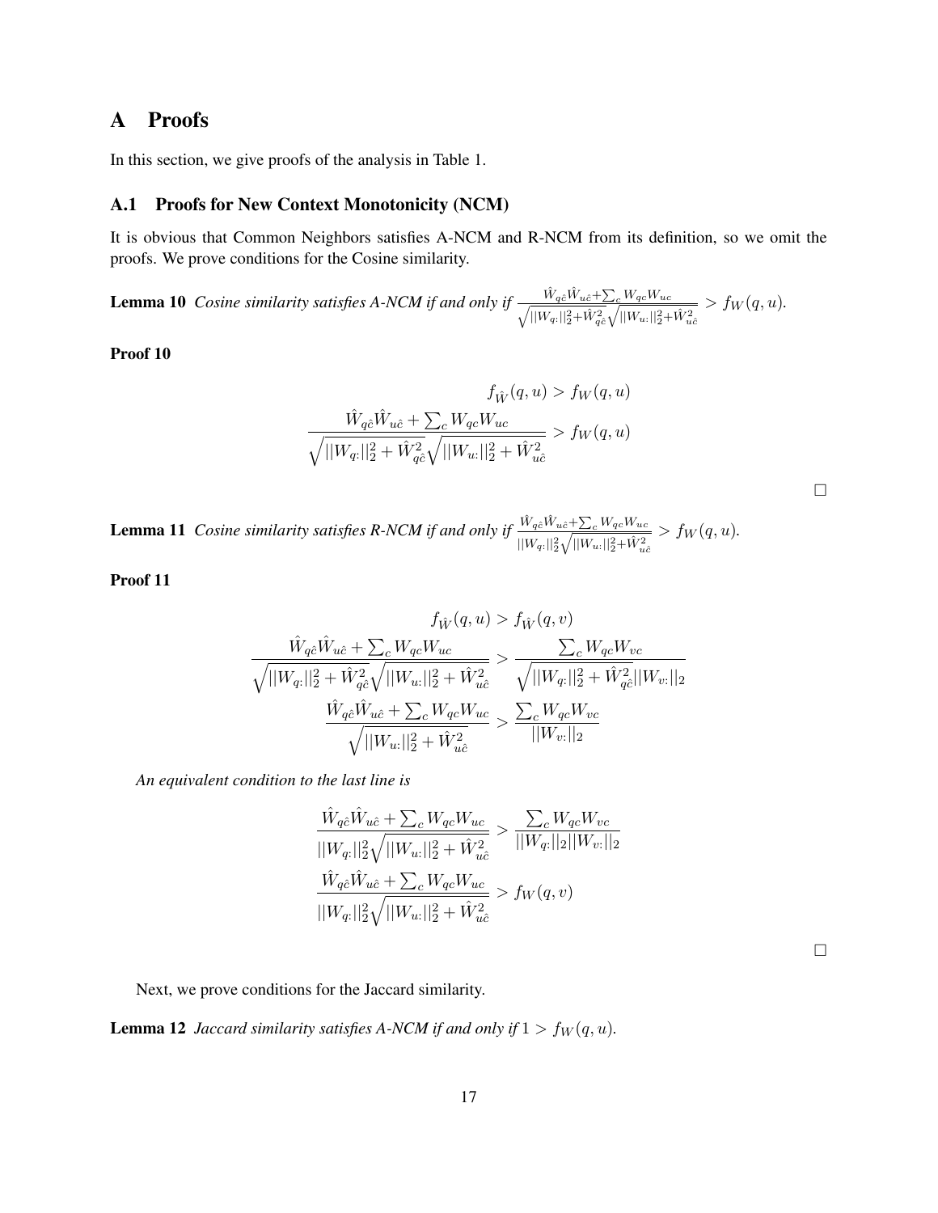# A Proofs

In this section, we give proofs of the analysis in Table 1.

## A.1 Proofs for New Context Monotonicity (NCM)

It is obvious that Common Neighbors satisfies A-NCM and R-NCM from its definition, so we omit the proofs. We prove conditions for the Cosine similarity.

**Lemma 10** *Cosine similarity satisfies A-NCM if and only if* $\frac{\hat{W}_{q\hat{c}}\hat{W}_{u\hat{c}}+\sum_c W_{qc}W_{uc}}{\sqrt{||W_{q:}||_2^2+\hat{W}_{q\hat{c}}^2}\sqrt{||W_{u:}||_2^2+\hat{W}_{u\hat{c}}^2}} > f_W(q,u)$.

**Proof 10**

$$
\begin{aligned}
f_{\hat{W}}(q,u) &> f_W(q,u) \\
\frac{\hat{W}_{q\hat{c}}\hat{W}_{u\hat{c}}+\sum_c W_{qc}W_{uc}}{\sqrt{||W_{q:}||_2^2+\hat{W}_{q\hat{c}}^2}\sqrt{||W_{u:}||_2^2+\hat{W}_{u\hat{c}}^2}} &> f_W(q,u)
\end{aligned}
$$

□

**Lemma 11** *Cosine similarity satisfies R-NCM if and only if* $\frac{\hat{W}_{q\hat{c}}\hat{W}_{u\hat{c}}+\sum_c W_{qc}W_{uc}}{||W_{q:}||_2^2\sqrt{||W_{u:}||_2^2+\hat{W}_{u\hat{c}}^2}} > f_W(q,u)$.

**Proof 11**

$$
\begin{aligned}
f_{\hat{W}}(q,u) &> f_{\hat{W}}(q,v) \\
\frac{\hat{W}_{q\hat{c}}\hat{W}_{u\hat{c}}+\sum_c W_{qc}W_{uc}}{\sqrt{||W_{q:}||_2^2+\hat{W}_{q\hat{c}}^2}\sqrt{||W_{u:}||_2^2+\hat{W}_{u\hat{c}}^2}} &> \frac{\sum_c W_{qc}W_{vc}}{\sqrt{||W_{q:}||_2^2+\hat{W}_{q\hat{c}}^2}||W_{v:}||_2} \\
\frac{\hat{W}_{q\hat{c}}\hat{W}_{u\hat{c}}+\sum_c W_{qc}W_{uc}}{\sqrt{||W_{u:}||_2^2+\hat{W}_{u\hat{c}}^2}} &> \frac{\sum_c W_{qc}W_{vc}}{||W_{v:}||_2}
\end{aligned}
$$

*An equivalent condition to the last line is*

$$
\begin{aligned}
\frac{\hat{W}_{q\hat{c}}\hat{W}_{u\hat{c}}+\sum_c W_{qc}W_{uc}}{||W_{q:}||_2^2\sqrt{||W_{u:}||_2^2+\hat{W}_{u\hat{c}}^2}} &> \frac{\sum_c W_{qc}W_{vc}}{||W_{q:}||_2||W_{v:}||_2} \\
\frac{\hat{W}_{q\hat{c}}\hat{W}_{u\hat{c}}+\sum_c W_{qc}W_{uc}}{||W_{q:}||_2^2\sqrt{||W_{u:}||_2^2+\hat{W}_{u\hat{c}}^2}} &> f_W(q,v)
\end{aligned}
$$

□

Next, we prove conditions for the Jaccard similarity.

**Lemma 12** *Jaccard similarity satisfies A-NCM if and only if* $1 > f_W(q,u)$.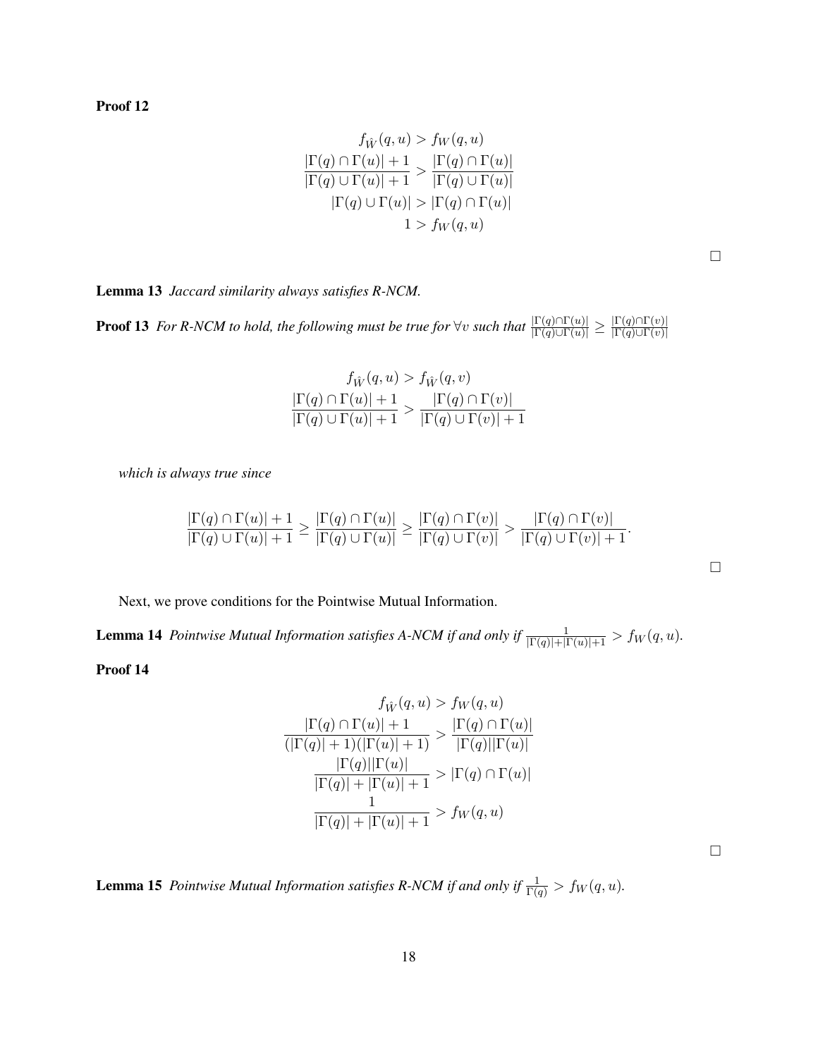**Proof 12**

$$
\begin{aligned}
f_{\hat{W}}(q,u) &> f_W(q,u) \\
\frac{|\Gamma(q) \cap \Gamma(u)| + 1}{|\Gamma(q) \cup \Gamma(u)| + 1} &> \frac{|\Gamma(q) \cap \Gamma(u)|}{|\Gamma(q) \cup \Gamma(u)|} \\
|\Gamma(q) \cup \Gamma(u)| &> |\Gamma(q) \cap \Gamma(u)| \\
1 &> f_W(q,u)
\end{aligned}
$$

□

**Lemma 13** *Jaccard similarity always satisfies R-NCM.*

**Proof 13** *For R-NCM to hold, the following must be true for $\forall v$ such that $\frac{|\Gamma(q)\cap\Gamma(u)|}{|\Gamma(q)\cup\Gamma(u)|} \geq \frac{|\Gamma(q)\cap\Gamma(v)|}{|\Gamma(q)\cup\Gamma(v)|}$*

$$
\begin{aligned}
f_{\hat{W}}(q,u) &> f_{\hat{W}}(q,v) \\
\frac{|\Gamma(q) \cap \Gamma(u)| + 1}{|\Gamma(q) \cup \Gamma(u)| + 1} &> \frac{|\Gamma(q) \cap \Gamma(v)|}{|\Gamma(q) \cup \Gamma(v)| + 1}
\end{aligned}
$$

*which is always true since*

$$
\frac{|\Gamma(q) \cap \Gamma(u)| + 1}{|\Gamma(q) \cup \Gamma(u)| + 1} \geq \frac{|\Gamma(q) \cap \Gamma(u)|}{|\Gamma(q) \cup \Gamma(u)|} \geq \frac{|\Gamma(q) \cap \Gamma(v)|}{|\Gamma(q) \cup \Gamma(v)|} > \frac{|\Gamma(q) \cap \Gamma(v)|}{|\Gamma(q) \cup \Gamma(v)| + 1}.
$$

□

Next, we prove conditions for the Pointwise Mutual Information.

**Lemma 14** *Pointwise Mutual Information satisfies A-NCM if and only if $\frac{1}{|\Gamma(q)|+|\Gamma(u)|+1} > f_W(q,u)$.*

**Proof 14**

$$
\begin{aligned}
f_{\hat{W}}(q,u) &> f_W(q,u) \\
\frac{|\Gamma(q) \cap \Gamma(u)| + 1}{(|\Gamma(q)| + 1)(|\Gamma(u)| + 1)} &> \frac{|\Gamma(q) \cap \Gamma(u)|}{|\Gamma(q)||\Gamma(u)|} \\
\frac{|\Gamma(q)||\Gamma(u)|}{|\Gamma(q)| + |\Gamma(u)| + 1} &> |\Gamma(q) \cap \Gamma(u)| \\
\frac{1}{|\Gamma(q)| + |\Gamma(u)| + 1} &> f_W(q,u)
\end{aligned}
$$

□

**Lemma 15** *Pointwise Mutual Information satisfies R-NCM if and only if $\frac{1}{\Gamma(q)} > f_W(q,u)$.*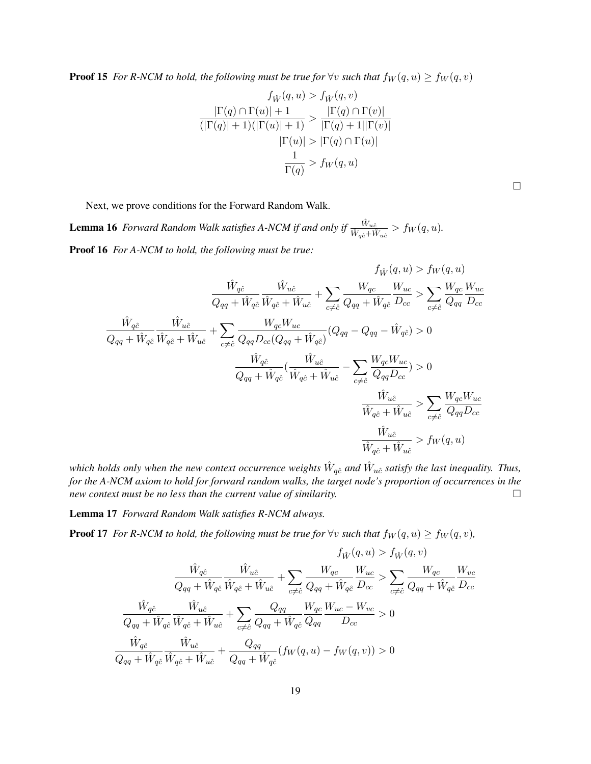**Proof 15** *For R-NCM to hold, the following must be true for $\forall v$ such that $f_W(q,u) \geq f_W(q,v)$*

$$
\begin{aligned}
f_{\hat{W}}(q,u) &> f_{\hat{W}}(q,v) \\
\frac{|\Gamma(q) \cap \Gamma(u)| + 1}{(|\Gamma(q)| + 1)(|\Gamma(u)| + 1)} &> \frac{|\Gamma(q) \cap \Gamma(v)|}{|\Gamma(q) + 1||\Gamma(v)|} \\
|\Gamma(u)| &> |\Gamma(q) \cap \Gamma(u)| \\
\frac{1}{\Gamma(q)} &> f_W(q,u)
\end{aligned}
$$

□

Next, we prove conditions for the Forward Random Walk.

**Lemma 16** *Forward Random Walk satisfies A-NCM if and only if $\frac{\hat{W}_{u\hat{c}}}{\hat{W}_{q\hat{c}} + \hat{W}_{u\hat{c}}} > f_W(q,u)$.*

**Proof 16** *For A-NCM to hold, the following must be true:*

$$
\begin{aligned}
f_{\hat{W}}(q,u) &> f_W(q,u) \\
\frac{\hat{W}_{q\hat{c}}}{Q_{qq} + \hat{W}_{q\hat{c}}} \frac{\hat{W}_{u\hat{c}}}{\hat{W}_{q\hat{c}} + \hat{W}_{u\hat{c}}} + \sum_{c \neq \hat{c}} \frac{W_{qc}}{Q_{qq} + \hat{W}_{q\hat{c}}} \frac{W_{uc}}{D_{cc}} &> \sum_{c \neq \hat{c}} \frac{W_{qc}}{Q_{qq}} \frac{W_{uc}}{D_{cc}} \\
\frac{\hat{W}_{q\hat{c}}}{Q_{qq} + \hat{W}_{q\hat{c}}} \frac{\hat{W}_{u\hat{c}}}{\hat{W}_{q\hat{c}} + \hat{W}_{u\hat{c}}} + \sum_{c \neq \hat{c}} \frac{W_{qc} W_{uc}}{Q_{qq} D_{cc} (Q_{qq} + \hat{W}_{q\hat{c}})} (Q_{qq} - Q_{qq} - \hat{W}_{q\hat{c}}) &> 0 \\
\frac{\hat{W}_{q\hat{c}}}{Q_{qq} + \hat{W}_{q\hat{c}}} \left( \frac{\hat{W}_{u\hat{c}}}{\hat{W}_{q\hat{c}} + \hat{W}_{u\hat{c}}} - \sum_{c \neq \hat{c}} \frac{W_{qc} W_{uc}}{Q_{qq} D_{cc}} \right) &> 0 \\
\frac{\hat{W}_{u\hat{c}}}{\hat{W}_{q\hat{c}} + \hat{W}_{u\hat{c}}} &> \sum_{c \neq \hat{c}} \frac{W_{qc} W_{uc}}{Q_{qq} D_{cc}} \\
\frac{\hat{W}_{u\hat{c}}}{\hat{W}_{q\hat{c}} + \hat{W}_{u\hat{c}}} &> f_W(q,u)
\end{aligned}
$$

*which holds only when the new context occurrence weights $\hat{W}_{q\hat{c}}$ and $\hat{W}_{u\hat{c}}$ satisfy the last inequality. Thus, for the A-NCM axiom to hold for forward random walks, the target node's proportion of occurrences in the new context must be no less than the current value of similarity.* □

**Lemma 17** *Forward Random Walk satisfies R-NCM always.*

**Proof 17** *For R-NCM to hold, the following must be true for $\forall v$ such that $f_W(q,u) \geq f_W(q,v)$,*

$$
\begin{aligned}
f_{\hat{W}}(q,u) &> f_{\hat{W}}(q,v) \\
\frac{\hat{W}_{q\hat{c}}}{Q_{qq} + \hat{W}_{q\hat{c}}} \frac{\hat{W}_{u\hat{c}}}{\hat{W}_{q\hat{c}} + \hat{W}_{u\hat{c}}} + \sum_{c \neq \hat{c}} \frac{W_{qc}}{Q_{qq} + \hat{W}_{q\hat{c}}} \frac{W_{uc}}{D_{cc}} &> \sum_{c \neq \hat{c}} \frac{W_{qc}}{Q_{qq} + \hat{W}_{q\hat{c}}} \frac{W_{vc}}{D_{cc}} \\
\frac{\hat{W}_{q\hat{c}}}{Q_{qq} + \hat{W}_{q\hat{c}}} \frac{\hat{W}_{u\hat{c}}}{\hat{W}_{q\hat{c}} + \hat{W}_{u\hat{c}}} + \sum_{c \neq \hat{c}} \frac{Q_{qq}}{Q_{qq} + \hat{W}_{q\hat{c}}} \frac{W_{qc}}{Q_{qq}} \frac{W_{uc} - W_{vc}}{D_{cc}} &> 0 \\
\frac{\hat{W}_{q\hat{c}}}{Q_{qq} + \hat{W}_{q\hat{c}}} \frac{\hat{W}_{u\hat{c}}}{\hat{W}_{q\hat{c}} + \hat{W}_{u\hat{c}}} + \frac{Q_{qq}}{Q_{qq} + \hat{W}_{q\hat{c}}} (f_W(q,u) - f_W(q,v)) &> 0
\end{aligned}
$$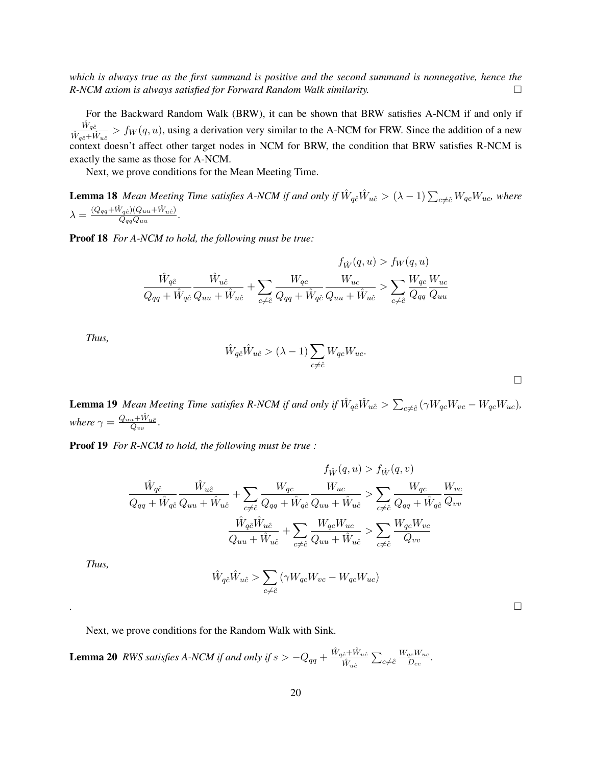*which is always true as the first summand is positive and the second summand is nonnegative, hence the R-NCM axiom is always satisfied for Forward Random Walk similarity.* □

For the Backward Random Walk (BRW), it can be shown that BRW satisfies A-NCM if and only if $\frac{\hat{W}_{q\hat{c}}}{\hat{W}_{q\hat{c}}+\hat{W}_{u\hat{c}}} > f_W(q,u)$, using a derivation very similar to the A-NCM for FRW. Since the addition of a new context doesn't affect other target nodes in NCM for BRW, the condition that BRW satisfies R-NCM is exactly the same as those for A-NCM.

Next, we prove conditions for the Mean Meeting Time.

**Lemma 18** *Mean Meeting Time satisfies A-NCM if and only if $\hat{W}_{q\hat{c}}\hat{W}_{u\hat{c}} > (\lambda-1)\sum_{c\neq\hat{c}} W_{qc}W_{uc}$, where $\lambda = \frac{(Q_{qq}+\hat{W}_{q\hat{c}})(Q_{uu}+\hat{W}_{u\hat{c}})}{Q_{qq}Q_{uu}}$.*

**Proof 18** *For A-NCM to hold, the following must be true:*

$$f_{\hat{W}}(q,u) > f_W(q,u)$$

$$\frac{\hat{W}_{q\hat{c}}}{Q_{qq}+\hat{W}_{q\hat{c}}}\frac{\hat{W}_{u\hat{c}}}{Q_{uu}+\hat{W}_{u\hat{c}}} + \sum_{c\neq\hat{c}}\frac{W_{qc}}{Q_{qq}+\hat{W}_{q\hat{c}}}\frac{W_{uc}}{Q_{uu}+\hat{W}_{u\hat{c}}} > \sum_{c\neq\hat{c}}\frac{W_{qc}}{Q_{qq}}\frac{W_{uc}}{Q_{uu}}$$

*Thus,*

$$\hat{W}_{q\hat{c}}\hat{W}_{u\hat{c}} > (\lambda-1)\sum_{c\neq\hat{c}} W_{qc}W_{uc}.$$

□

**Lemma 19** *Mean Meeting Time satisfies R-NCM if and only if $\hat{W}_{q\hat{c}}\hat{W}_{u\hat{c}} > \sum_{c\neq\hat{c}}(\gamma W_{qc}W_{vc} - W_{qc}W_{uc})$, where $\gamma = \frac{Q_{uu}+\hat{W}_{u\hat{c}}}{Q_{vv}}$.*

**Proof 19** *For R-NCM to hold, the following must be true :*

$$f_{\hat{W}}(q,u) > f_{\hat{W}}(q,v)$$

$$\frac{\hat{W}_{q\hat{c}}}{Q_{qq}+\hat{W}_{q\hat{c}}}\frac{\hat{W}_{u\hat{c}}}{Q_{uu}+\hat{W}_{u\hat{c}}} + \sum_{c\neq\hat{c}}\frac{W_{qc}}{Q_{qq}+\hat{W}_{q\hat{c}}}\frac{W_{uc}}{Q_{uu}+\hat{W}_{u\hat{c}}} > \sum_{c\neq\hat{c}}\frac{W_{qc}}{Q_{qq}+\hat{W}_{q\hat{c}}}\frac{W_{vc}}{Q_{vv}}$$

$$\frac{\hat{W}_{q\hat{c}}\hat{W}_{u\hat{c}}}{Q_{uu}+\hat{W}_{u\hat{c}}} + \sum_{c\neq\hat{c}}\frac{W_{qc}W_{uc}}{Q_{uu}+\hat{W}_{u\hat{c}}} > \sum_{c\neq\hat{c}}\frac{W_{qc}W_{vc}}{Q_{vv}}$$

*Thus,*

$$\hat{W}_{q\hat{c}}\hat{W}_{u\hat{c}} > \sum_{c\neq\hat{c}}(\gamma W_{qc}W_{vc} - W_{qc}W_{uc})$$

. □

Next, we prove conditions for the Random Walk with Sink.

**Lemma 20** *RWS satisfies A-NCM if and only if $s > -Q_{qq} + \frac{\hat{W}_{q\hat{c}}+\hat{W}_{u\hat{c}}}{\hat{W}_{u\hat{c}}}\sum_{c\neq\hat{c}}\frac{W_{qc}W_{uc}}{D_{cc}}$.*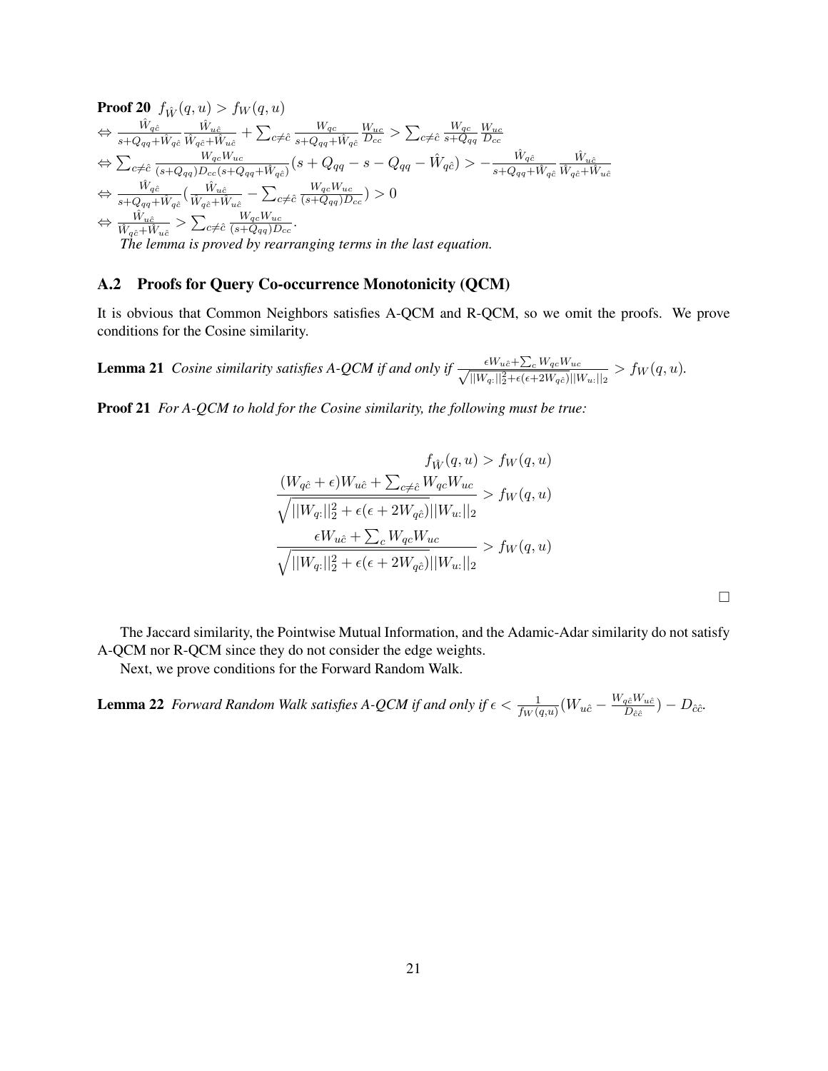**Proof 20** $f_{\hat{W}}(q,u) > f_W(q,u)$

$\Leftrightarrow \frac{\hat{W}_{q\hat{c}}}{s+Q_{qq}+\hat{W}_{q\hat{c}}} \frac{\hat{W}_{u\hat{c}}}{\hat{W}_{q\hat{c}}+\hat{W}_{u\hat{c}}} + \sum_{c \neq \hat{c}} \frac{W_{qc}}{s+Q_{qq}+\hat{W}_{q\hat{c}}} \frac{W_{uc}}{D_{cc}} > \sum_{c \neq \hat{c}} \frac{W_{qc}}{s+Q_{qq}} \frac{W_{uc}}{D_{cc}}$

$\Leftrightarrow \sum_{c \neq \hat{c}} \frac{W_{qc}W_{uc}}{(s+Q_{qq})D_{cc}(s+Q_{qq}+\hat{W}_{q\hat{c}})}(s+Q_{qq}-s-Q_{qq}-\hat{W}_{q\hat{c}}) > -\frac{\hat{W}_{q\hat{c}}}{s+Q_{qq}+\hat{W}_{q\hat{c}}} \frac{\hat{W}_{u\hat{c}}}{\hat{W}_{q\hat{c}}+\hat{W}_{u\hat{c}}}$

$\Leftrightarrow \frac{\hat{W}_{q\hat{c}}}{s+Q_{qq}+\hat{W}_{q\hat{c}}} (\frac{\hat{W}_{u\hat{c}}}{\hat{W}_{q\hat{c}}+\hat{W}_{u\hat{c}}} - \sum_{c \neq \hat{c}} \frac{W_{qc}W_{uc}}{(s+Q_{qq})D_{cc}}) > 0$

$\Leftrightarrow \frac{\hat{W}_{u\hat{c}}}{\hat{W}_{q\hat{c}}+\hat{W}_{u\hat{c}}} > \sum_{c \neq \hat{c}} \frac{W_{qc}W_{uc}}{(s+Q_{qq})D_{cc}}$.

*The lemma is proved by rearranging terms in the last equation.*

## A.2 Proofs for Query Co-occurrence Monotonicity (QCM)

It is obvious that Common Neighbors satisfies A-QCM and R-QCM, so we omit the proofs. We prove conditions for the Cosine similarity.

**Lemma 21** *Cosine similarity satisfies A-QCM if and only if* $\frac{\epsilon W_{u\hat{c}} + \sum_c W_{qc}W_{uc}}{\sqrt{||W_{q:}||_2^2 + \epsilon(\epsilon + 2W_{q\hat{c}})}||W_{u:}||_2} > f_W(q,u)$.

**Proof 21** *For A-QCM to hold for the Cosine similarity, the following must be true:*

$$
\begin{aligned}
f_{\hat{W}}(q,u) &> f_W(q,u) \\
\frac{(W_{q\hat{c}}+\epsilon)W_{u\hat{c}} + \sum_{c \neq \hat{c}} W_{qc}W_{uc}}{\sqrt{||W_{q:}||_2^2 + \epsilon(\epsilon + 2W_{q\hat{c}})}||W_{u:}||_2} &> f_W(q,u) \\
\frac{\epsilon W_{u\hat{c}} + \sum_c W_{qc}W_{uc}}{\sqrt{||W_{q:}||_2^2 + \epsilon(\epsilon + 2W_{q\hat{c}})}||W_{u:}||_2} &> f_W(q,u)
\end{aligned}
$$

□

The Jaccard similarity, the Pointwise Mutual Information, and the Adamic-Adar similarity do not satisfy A-QCM nor R-QCM since they do not consider the edge weights.

Next, we prove conditions for the Forward Random Walk.

**Lemma 22** *Forward Random Walk satisfies A-QCM if and only if* $\epsilon < \frac{1}{f_W(q,u)}(W_{u\hat{c}} - \frac{W_{q\hat{c}}W_{u\hat{c}}}{D_{\hat{c}\hat{c}}}) - D_{\hat{c}\hat{c}}$.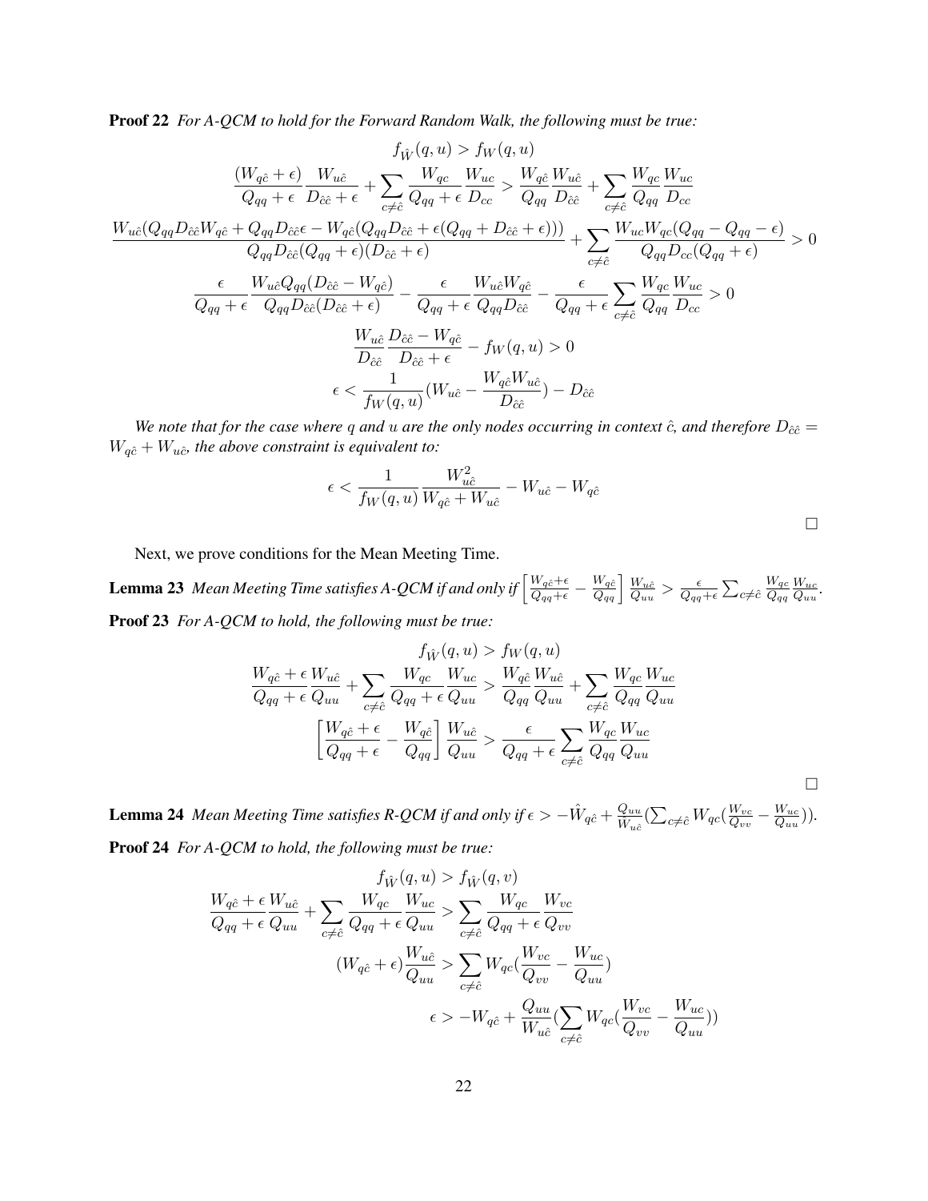**Proof 22** *For A-QCM to hold for the Forward Random Walk, the following must be true:*

$$
\begin{gathered}
f_{\hat{W}}(q,u) > f_W(q,u) \\
\frac{(W_{q\hat{c}}+\epsilon)}{Q_{qq}+\epsilon}\frac{W_{u\hat{c}}}{D_{\hat{c}\hat{c}}+\epsilon} + \sum_{c\neq\hat{c}} \frac{W_{qc}}{Q_{qq}+\epsilon}\frac{W_{uc}}{D_{cc}} > \frac{W_{q\hat{c}}}{Q_{qq}}\frac{W_{u\hat{c}}}{D_{\hat{c}\hat{c}}} + \sum_{c\neq\hat{c}} \frac{W_{qc}}{Q_{qq}}\frac{W_{uc}}{D_{cc}} \\
\frac{W_{u\hat{c}}(Q_{qq}D_{\hat{c}\hat{c}}W_{q\hat{c}} + Q_{qq}D_{\hat{c}\hat{c}}\epsilon - W_{q\hat{c}}(Q_{qq}D_{\hat{c}\hat{c}} + \epsilon(Q_{qq}+D_{\hat{c}\hat{c}}+\epsilon)))}{Q_{qq}D_{\hat{c}\hat{c}}(Q_{qq}+\epsilon)(D_{\hat{c}\hat{c}}+\epsilon)} + \sum_{c\neq\hat{c}} \frac{W_{uc}W_{qc}(Q_{qq}-Q_{qq}-\epsilon)}{Q_{qq}D_{cc}(Q_{qq}+\epsilon)} > 0 \\
\frac{\epsilon}{Q_{qq}+\epsilon}\frac{W_{u\hat{c}}Q_{qq}(D_{\hat{c}\hat{c}}-W_{q\hat{c}})}{Q_{qq}D_{\hat{c}\hat{c}}(D_{\hat{c}\hat{c}}+\epsilon)} - \frac{\epsilon}{Q_{qq}+\epsilon}\frac{W_{u\hat{c}}W_{q\hat{c}}}{Q_{qq}D_{\hat{c}\hat{c}}} - \frac{\epsilon}{Q_{qq}+\epsilon}\sum_{c\neq\hat{c}} \frac{W_{qc}}{Q_{qq}}\frac{W_{uc}}{D_{cc}} > 0 \\
\frac{W_{u\hat{c}}}{D_{\hat{c}\hat{c}}}\frac{D_{\hat{c}\hat{c}}-W_{q\hat{c}}}{D_{\hat{c}\hat{c}}+\epsilon} - f_W(q,u) > 0 \\
\epsilon < \frac{1}{f_W(q,u)}(W_{u\hat{c}} - \frac{W_{q\hat{c}}W_{u\hat{c}}}{D_{\hat{c}\hat{c}}}) - D_{\hat{c}\hat{c}}
\end{gathered}
$$

*We note that for the case where $q$ and $u$ are the only nodes occurring in context $\hat{c}$, and therefore $D_{\hat{c}\hat{c}} = W_{q\hat{c}} + W_{u\hat{c}}$, the above constraint is equivalent to:*

$$
\epsilon < \frac{1}{f_W(q,u)}\frac{W_{u\hat{c}}^2}{W_{q\hat{c}}+W_{u\hat{c}}} - W_{u\hat{c}} - W_{q\hat{c}}
$$

□

Next, we prove conditions for the Mean Meeting Time.

**Lemma 23** *Mean Meeting Time satisfies A-QCM if and only if $\left[\frac{W_{q\hat{c}}+\epsilon}{Q_{qq}+\epsilon} - \frac{W_{q\hat{c}}}{Q_{qq}}\right]\frac{W_{u\hat{c}}}{Q_{uu}} > \frac{\epsilon}{Q_{qq}+\epsilon}\sum_{c\neq\hat{c}}\frac{W_{qc}}{Q_{qq}}\frac{W_{uc}}{Q_{uu}}$.*

**Proof 23** *For A-QCM to hold, the following must be true:*

$$
\begin{gathered}
f_{\hat{W}}(q,u) > f_W(q,u) \\
\frac{W_{q\hat{c}}+\epsilon}{Q_{qq}+\epsilon}\frac{W_{u\hat{c}}}{Q_{uu}} + \sum_{c\neq\hat{c}} \frac{W_{qc}}{Q_{qq}+\epsilon}\frac{W_{uc}}{Q_{uu}} > \frac{W_{q\hat{c}}}{Q_{qq}}\frac{W_{u\hat{c}}}{Q_{uu}} + \sum_{c\neq\hat{c}} \frac{W_{qc}}{Q_{qq}}\frac{W_{uc}}{Q_{uu}} \\
\left[\frac{W_{q\hat{c}}+\epsilon}{Q_{qq}+\epsilon} - \frac{W_{q\hat{c}}}{Q_{qq}}\right]\frac{W_{u\hat{c}}}{Q_{uu}} > \frac{\epsilon}{Q_{qq}+\epsilon}\sum_{c\neq\hat{c}} \frac{W_{qc}}{Q_{qq}}\frac{W_{uc}}{Q_{uu}}
\end{gathered}
$$

□

**Lemma 24** *Mean Meeting Time satisfies R-QCM if and only if $\epsilon > -\hat{W}_{q\hat{c}} + \frac{Q_{uu}}{\hat{W}_{u\hat{c}}}(\sum_{c\neq\hat{c}} W_{qc}(\frac{W_{vc}}{Q_{vv}} - \frac{W_{uc}}{Q_{uu}}))$.*

**Proof 24** *For A-QCM to hold, the following must be true:*

$$
\begin{gathered}
f_{\hat{W}}(q,u) > f_{\hat{W}}(q,v) \\
\frac{W_{q\hat{c}}+\epsilon}{Q_{qq}+\epsilon}\frac{W_{u\hat{c}}}{Q_{uu}} + \sum_{c\neq\hat{c}} \frac{W_{qc}}{Q_{qq}+\epsilon}\frac{W_{uc}}{Q_{uu}} > \sum_{c\neq\hat{c}} \frac{W_{qc}}{Q_{qq}+\epsilon}\frac{W_{vc}}{Q_{vv}} \\
(W_{q\hat{c}}+\epsilon)\frac{W_{u\hat{c}}}{Q_{uu}} > \sum_{c\neq\hat{c}} W_{qc}(\frac{W_{vc}}{Q_{vv}} - \frac{W_{uc}}{Q_{uu}}) \\
\epsilon > -W_{q\hat{c}} + \frac{Q_{uu}}{W_{u\hat{c}}}(\sum_{c\neq\hat{c}} W_{qc}(\frac{W_{vc}}{Q_{vv}} - \frac{W_{uc}}{Q_{uu}}))
\end{gathered}
$$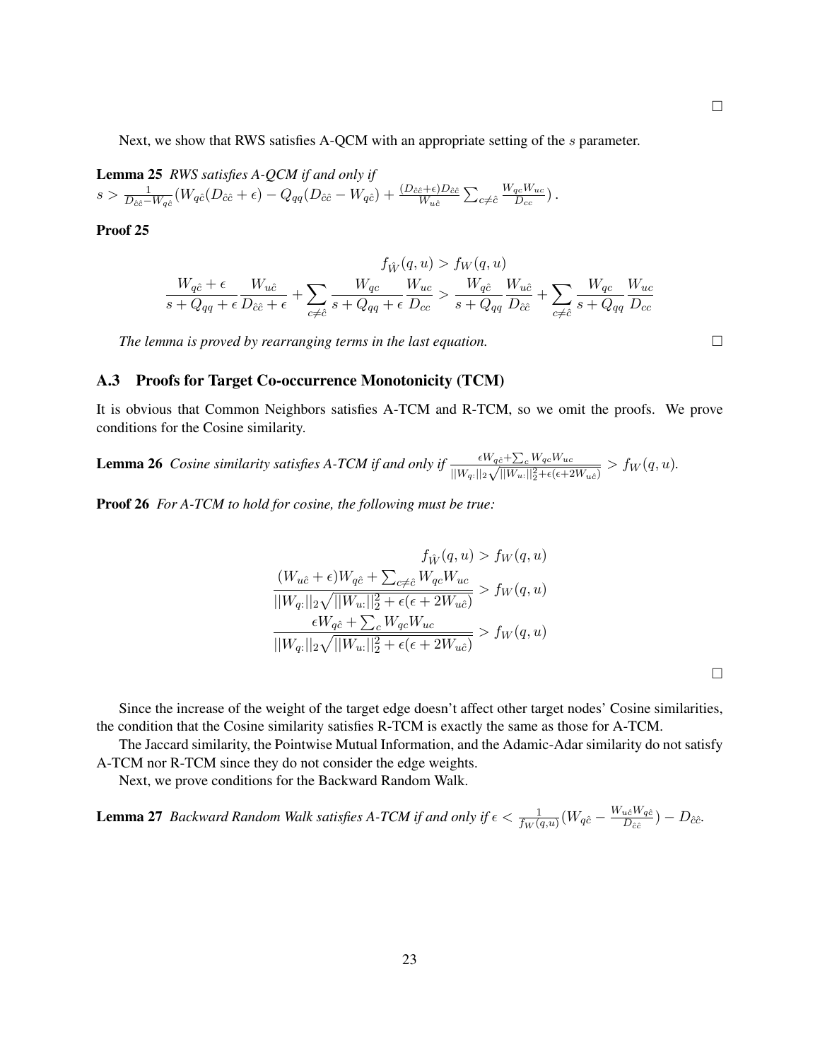□

Next, we show that RWS satisfies A-QCM with an appropriate setting of the $s$ parameter.

**Lemma 25** *RWS satisfies A-QCM if and only if* $s > \frac{1}{D_{\hat{c}\hat{c}} - W_{q\hat{c}}}(W_{q\hat{c}}(D_{\hat{c}\hat{c}} + \epsilon) - Q_{qq}(D_{\hat{c}\hat{c}} - W_{q\hat{c}}) + \frac{(D_{\hat{c}\hat{c}}+\epsilon)D_{\hat{c}\hat{c}}}{W_{u\hat{c}}} \sum_{c \neq \hat{c}} \frac{W_{qc}W_{uc}}{D_{cc}})$.

**Proof 25**

$$
f_{\hat{W}}(q,u) > f_W(q,u)
$$

$$
\frac{W_{q\hat{c}} + \epsilon}{s + Q_{qq} + \epsilon} \frac{W_{u\hat{c}}}{D_{\hat{c}\hat{c}} + \epsilon} + \sum_{c \neq \hat{c}} \frac{W_{qc}}{s + Q_{qq} + \epsilon} \frac{W_{uc}}{D_{cc}} > \frac{W_{q\hat{c}}}{s + Q_{qq}} \frac{W_{u\hat{c}}}{D_{\hat{c}\hat{c}}} + \sum_{c \neq \hat{c}} \frac{W_{qc}}{s + Q_{qq}} \frac{W_{uc}}{D_{cc}}
$$

*The lemma is proved by rearranging terms in the last equation.* □

### A.3 Proofs for Target Co-occurrence Monotonicity (TCM)

It is obvious that Common Neighbors satisfies A-TCM and R-TCM, so we omit the proofs. We prove conditions for the Cosine similarity.

**Lemma 26** *Cosine similarity satisfies A-TCM if and only if* $\frac{\epsilon W_{q\hat{c}} + \sum_c W_{qc}W_{uc}}{||W_{q:}||_2 \sqrt{||W_{u:}||_2^2 + \epsilon(\epsilon + 2W_{u\hat{c}})}} > f_W(q,u)$.

**Proof 26** *For A-TCM to hold for cosine, the following must be true:*

$$
f_{\hat{W}}(q,u) > f_W(q,u)
$$

$$
\frac{(W_{u\hat{c}} + \epsilon)W_{q\hat{c}} + \sum_{c \neq \hat{c}} W_{qc}W_{uc}}{||W_{q:}||_2 \sqrt{||W_{u:}||_2^2 + \epsilon(\epsilon + 2W_{u\hat{c}})}} > f_W(q,u)
$$

$$
\frac{\epsilon W_{q\hat{c}} + \sum_c W_{qc}W_{uc}}{||W_{q:}||_2 \sqrt{||W_{u:}||_2^2 + \epsilon(\epsilon + 2W_{u\hat{c}})}} > f_W(q,u)
$$

□

Since the increase of the weight of the target edge doesn't affect other target nodes' Cosine similarities, the condition that the Cosine similarity satisfies R-TCM is exactly the same as those for A-TCM.

The Jaccard similarity, the Pointwise Mutual Information, and the Adamic-Adar similarity do not satisfy A-TCM nor R-TCM since they do not consider the edge weights.

Next, we prove conditions for the Backward Random Walk.

**Lemma 27** *Backward Random Walk satisfies A-TCM if and only if* $\epsilon < \frac{1}{f_W(q,u)}(W_{q\hat{c}} - \frac{W_{u\hat{c}}W_{q\hat{c}}}{D_{\hat{c}\hat{c}}}) - D_{\hat{c}\hat{c}}$.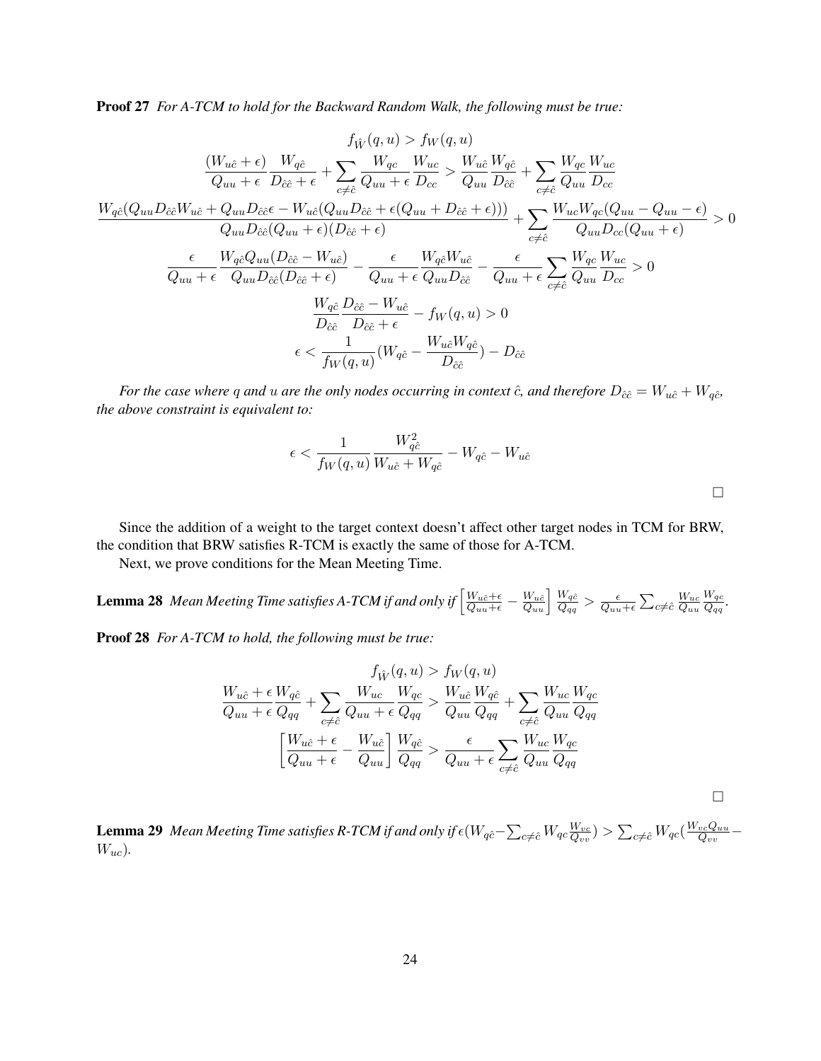**Proof 27** *For A-TCM to hold for the Backward Random Walk, the following must be true:*

$$f_{\hat{W}}(q,u) > f_W(q,u)$$

$$\frac{(W_{u\hat{c}}+\epsilon)}{Q_{uu}+\epsilon}\frac{W_{q\hat{c}}}{D_{\hat{c}\hat{c}}+\epsilon} + \sum_{c\neq\hat{c}}\frac{W_{qc}}{Q_{uu}+\epsilon}\frac{W_{uc}}{D_{cc}} > \frac{W_{u\hat{c}}}{Q_{uu}}\frac{W_{q\hat{c}}}{D_{\hat{c}\hat{c}}} + \sum_{c\neq\hat{c}}\frac{W_{qc}}{Q_{uu}}\frac{W_{uc}}{D_{cc}}$$

$$\frac{W_{q\hat{c}}(Q_{uu}D_{\hat{c}\hat{c}}W_{u\hat{c}} + Q_{uu}D_{\hat{c}\hat{c}}\epsilon - W_{u\hat{c}}(Q_{uu}D_{\hat{c}\hat{c}} + \epsilon(Q_{uu}+D_{\hat{c}\hat{c}}+\epsilon)))}{Q_{uu}D_{\hat{c}\hat{c}}(Q_{uu}+\epsilon)(D_{\hat{c}\hat{c}}+\epsilon)} + \sum_{c\neq\hat{c}}\frac{W_{uc}W_{qc}(Q_{uu}-Q_{uu}-\epsilon)}{Q_{uu}D_{cc}(Q_{uu}+\epsilon)} > 0$$

$$\frac{\epsilon}{Q_{uu}+\epsilon}\frac{W_{q\hat{c}}Q_{uu}(D_{\hat{c}\hat{c}}-W_{u\hat{c}})}{Q_{uu}D_{\hat{c}\hat{c}}(D_{\hat{c}\hat{c}}+\epsilon)} - \frac{\epsilon}{Q_{uu}+\epsilon}\frac{W_{q\hat{c}}W_{u\hat{c}}}{Q_{uu}D_{\hat{c}\hat{c}}} - \frac{\epsilon}{Q_{uu}+\epsilon}\sum_{c\neq\hat{c}}\frac{W_{qc}}{Q_{uu}}\frac{W_{uc}}{D_{cc}} > 0$$

$$\frac{W_{q\hat{c}}}{D_{\hat{c}\hat{c}}}\frac{D_{\hat{c}\hat{c}}-W_{u\hat{c}}}{D_{\hat{c}\hat{c}}+\epsilon} - f_W(q,u) > 0$$

$$\epsilon < \frac{1}{f_W(q,u)}\left(W_{q\hat{c}} - \frac{W_{u\hat{c}}W_{q\hat{c}}}{D_{\hat{c}\hat{c}}}\right) - D_{\hat{c}\hat{c}}$$

*For the case where $q$ and $u$ are the only nodes occurring in context $\hat{c}$, and therefore $D_{\hat{c}\hat{c}} = W_{u\hat{c}} + W_{q\hat{c}}$, the above constraint is equivalent to:*

$$\epsilon < \frac{1}{f_W(q,u)}\frac{W_{q\hat{c}}^2}{W_{u\hat{c}}+W_{q\hat{c}}} - W_{q\hat{c}} - W_{u\hat{c}}$$

□

Since the addition of a weight to the target context doesn't affect other target nodes in TCM for BRW, the condition that BRW satisfies R-TCM is exactly the same of those for A-TCM.

Next, we prove conditions for the Mean Meeting Time.

**Lemma 28** *Mean Meeting Time satisfies A-TCM if and only if* $\left[\frac{W_{u\hat{c}}+\epsilon}{Q_{uu}+\epsilon} - \frac{W_{u\hat{c}}}{Q_{uu}}\right]\frac{W_{q\hat{c}}}{Q_{qq}} > \frac{\epsilon}{Q_{uu}+\epsilon}\sum_{c\neq\hat{c}}\frac{W_{uc}}{Q_{uu}}\frac{W_{qc}}{Q_{qq}}$.

**Proof 28** *For A-TCM to hold, the following must be true:*

$$f_{\hat{W}}(q,u) > f_W(q,u)$$

$$\frac{W_{u\hat{c}}+\epsilon}{Q_{uu}+\epsilon}\frac{W_{q\hat{c}}}{Q_{qq}} + \sum_{c\neq\hat{c}}\frac{W_{uc}}{Q_{uu}+\epsilon}\frac{W_{qc}}{Q_{qq}} > \frac{W_{u\hat{c}}}{Q_{uu}}\frac{W_{q\hat{c}}}{Q_{qq}} + \sum_{c\neq\hat{c}}\frac{W_{uc}}{Q_{uu}}\frac{W_{qc}}{Q_{qq}}$$

$$\left[\frac{W_{u\hat{c}}+\epsilon}{Q_{uu}+\epsilon} - \frac{W_{u\hat{c}}}{Q_{uu}}\right]\frac{W_{q\hat{c}}}{Q_{qq}} > \frac{\epsilon}{Q_{uu}+\epsilon}\sum_{c\neq\hat{c}}\frac{W_{uc}}{Q_{uu}}\frac{W_{qc}}{Q_{qq}}$$

□

**Lemma 29** *Mean Meeting Time satisfies R-TCM if and only if* $\epsilon(W_{q\hat{c}} - \sum_{c\neq\hat{c}} W_{qc}\frac{W_{vc}}{Q_{vv}}) > \sum_{c\neq\hat{c}} W_{qc}(\frac{W_{vc}Q_{uu}}{Q_{vv}} - W_{uc})$.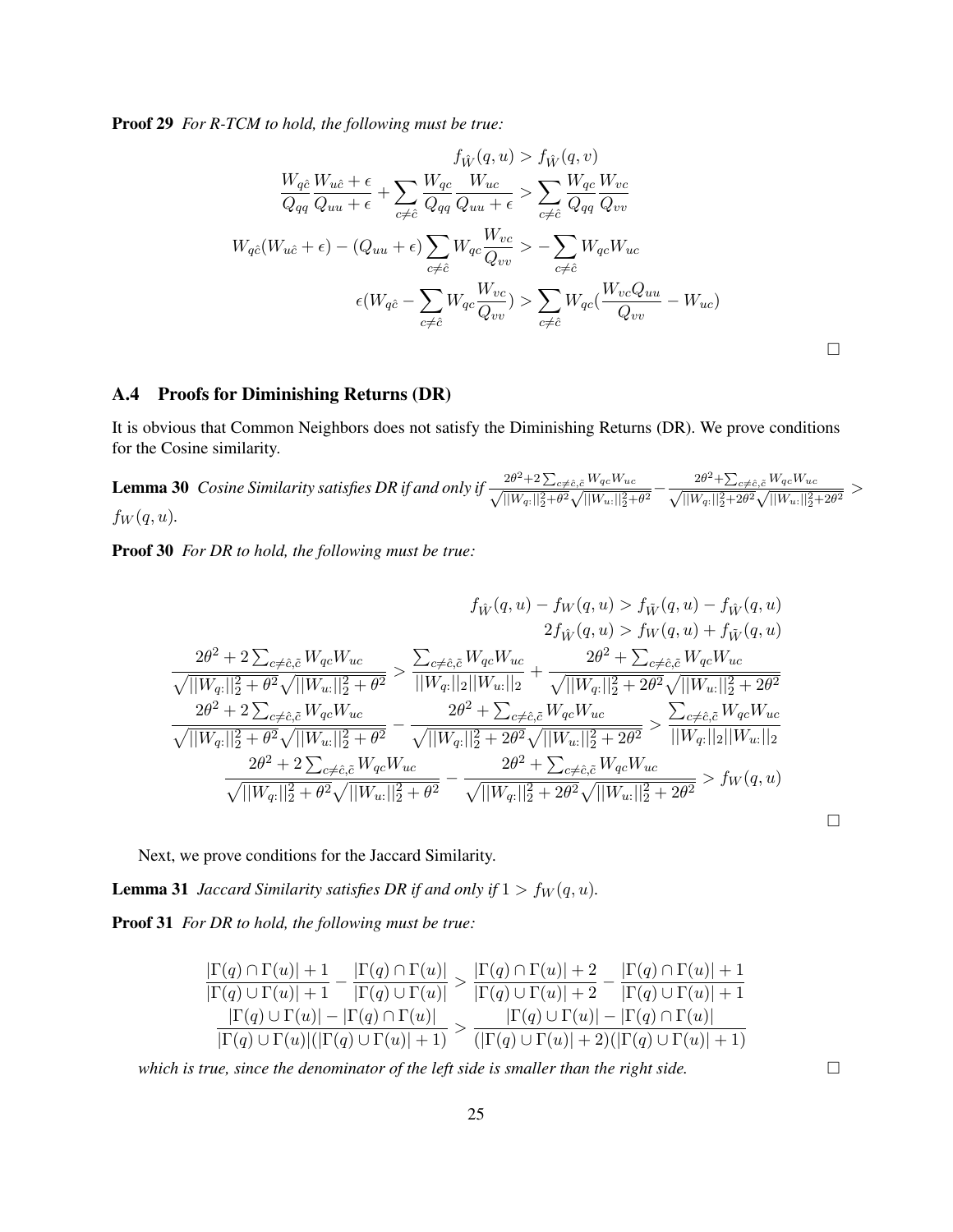**Proof 29** *For R-TCM to hold, the following must be true:*

$$
\begin{aligned}
f_{\hat{W}}(q,u) &> f_{\hat{W}}(q,v) \\
\frac{W_{q\hat{c}}}{Q_{qq}}\frac{W_{u\hat{c}}+\epsilon}{Q_{uu}+\epsilon} + \sum_{c\neq\hat{c}}\frac{W_{qc}}{Q_{qq}}\frac{W_{uc}}{Q_{uu}+\epsilon} &> \sum_{c\neq\hat{c}}\frac{W_{qc}}{Q_{qq}}\frac{W_{vc}}{Q_{vv}} \\
W_{q\hat{c}}(W_{u\hat{c}}+\epsilon) - (Q_{uu}+\epsilon)\sum_{c\neq\hat{c}}W_{qc}\frac{W_{vc}}{Q_{vv}} &> -\sum_{c\neq\hat{c}}W_{qc}W_{uc} \\
\epsilon(W_{q\hat{c}} - \sum_{c\neq\hat{c}}W_{qc}\frac{W_{vc}}{Q_{vv}}) &> \sum_{c\neq\hat{c}}W_{qc}(\frac{W_{vc}Q_{uu}}{Q_{vv}} - W_{uc})
\end{aligned}
$$

□

## A.4 Proofs for Diminishing Returns (DR)

It is obvious that Common Neighbors does not satisfy the Diminishing Returns (DR). We prove conditions for the Cosine similarity.

**Lemma 30** *Cosine Similarity satisfies DR if and only if* $\frac{2\theta^2+2\sum_{c\neq\hat{c},\tilde{c}}W_{qc}W_{uc}}{\sqrt{||W_{q:}||_2^2+\theta^2}\sqrt{||W_{u:}||_2^2+\theta^2}} - \frac{2\theta^2+\sum_{c\neq\hat{c},\tilde{c}}W_{qc}W_{uc}}{\sqrt{||W_{q:}||_2^2+2\theta^2}\sqrt{||W_{u:}||_2^2+2\theta^2}} > f_W(q,u)$.

**Proof 30** *For DR to hold, the following must be true:*

$$
\begin{aligned}
f_{\hat{W}}(q,u) - f_W(q,u) &> f_{\tilde{W}}(q,u) - f_{\hat{W}}(q,u) \\
2f_{\hat{W}}(q,u) &> f_W(q,u) + f_{\tilde{W}}(q,u) \\
\frac{2\theta^2+2\sum_{c\neq\hat{c},\tilde{c}}W_{qc}W_{uc}}{\sqrt{||W_{q:}||_2^2+\theta^2}\sqrt{||W_{u:}||_2^2+\theta^2}} &> \frac{\sum_{c\neq\hat{c},\tilde{c}}W_{qc}W_{uc}}{||W_{q:}||_2||W_{u:}||_2} + \frac{2\theta^2+\sum_{c\neq\hat{c},\tilde{c}}W_{qc}W_{uc}}{\sqrt{||W_{q:}||_2^2+2\theta^2}\sqrt{||W_{u:}||_2^2+2\theta^2}} \\
\frac{2\theta^2+2\sum_{c\neq\hat{c},\tilde{c}}W_{qc}W_{uc}}{\sqrt{||W_{q:}||_2^2+\theta^2}\sqrt{||W_{u:}||_2^2+\theta^2}} - \frac{2\theta^2+\sum_{c\neq\hat{c},\tilde{c}}W_{qc}W_{uc}}{\sqrt{||W_{q:}||_2^2+2\theta^2}\sqrt{||W_{u:}||_2^2+2\theta^2}} &> \frac{\sum_{c\neq\hat{c},\tilde{c}}W_{qc}W_{uc}}{||W_{q:}||_2||W_{u:}||_2} \\
\frac{2\theta^2+2\sum_{c\neq\hat{c},\tilde{c}}W_{qc}W_{uc}}{\sqrt{||W_{q:}||_2^2+\theta^2}\sqrt{||W_{u:}||_2^2+\theta^2}} - \frac{2\theta^2+\sum_{c\neq\hat{c},\tilde{c}}W_{qc}W_{uc}}{\sqrt{||W_{q:}||_2^2+2\theta^2}\sqrt{||W_{u:}||_2^2+2\theta^2}} &> f_W(q,u)
\end{aligned}
$$

□

Next, we prove conditions for the Jaccard Similarity.

**Lemma 31** *Jaccard Similarity satisfies DR if and only if* $1 > f_W(q,u)$.

**Proof 31** *For DR to hold, the following must be true:*

$$
\begin{aligned}
\frac{|\Gamma(q)\cap\Gamma(u)|+1}{|\Gamma(q)\cup\Gamma(u)|+1} - \frac{|\Gamma(q)\cap\Gamma(u)|}{|\Gamma(q)\cup\Gamma(u)|} &> \frac{|\Gamma(q)\cap\Gamma(u)|+2}{|\Gamma(q)\cup\Gamma(u)|+2} - \frac{|\Gamma(q)\cap\Gamma(u)|+1}{|\Gamma(q)\cup\Gamma(u)|+1} \\
\frac{|\Gamma(q)\cup\Gamma(u)|-|\Gamma(q)\cap\Gamma(u)|}{|\Gamma(q)\cup\Gamma(u)|(|\Gamma(q)\cup\Gamma(u)|+1)} &> \frac{|\Gamma(q)\cup\Gamma(u)|-|\Gamma(q)\cap\Gamma(u)|}{(|\Gamma(q)\cup\Gamma(u)|+2)(|\Gamma(q)\cup\Gamma(u)|+1)}
\end{aligned}
$$

*which is true, since the denominator of the left side is smaller than the right side.* □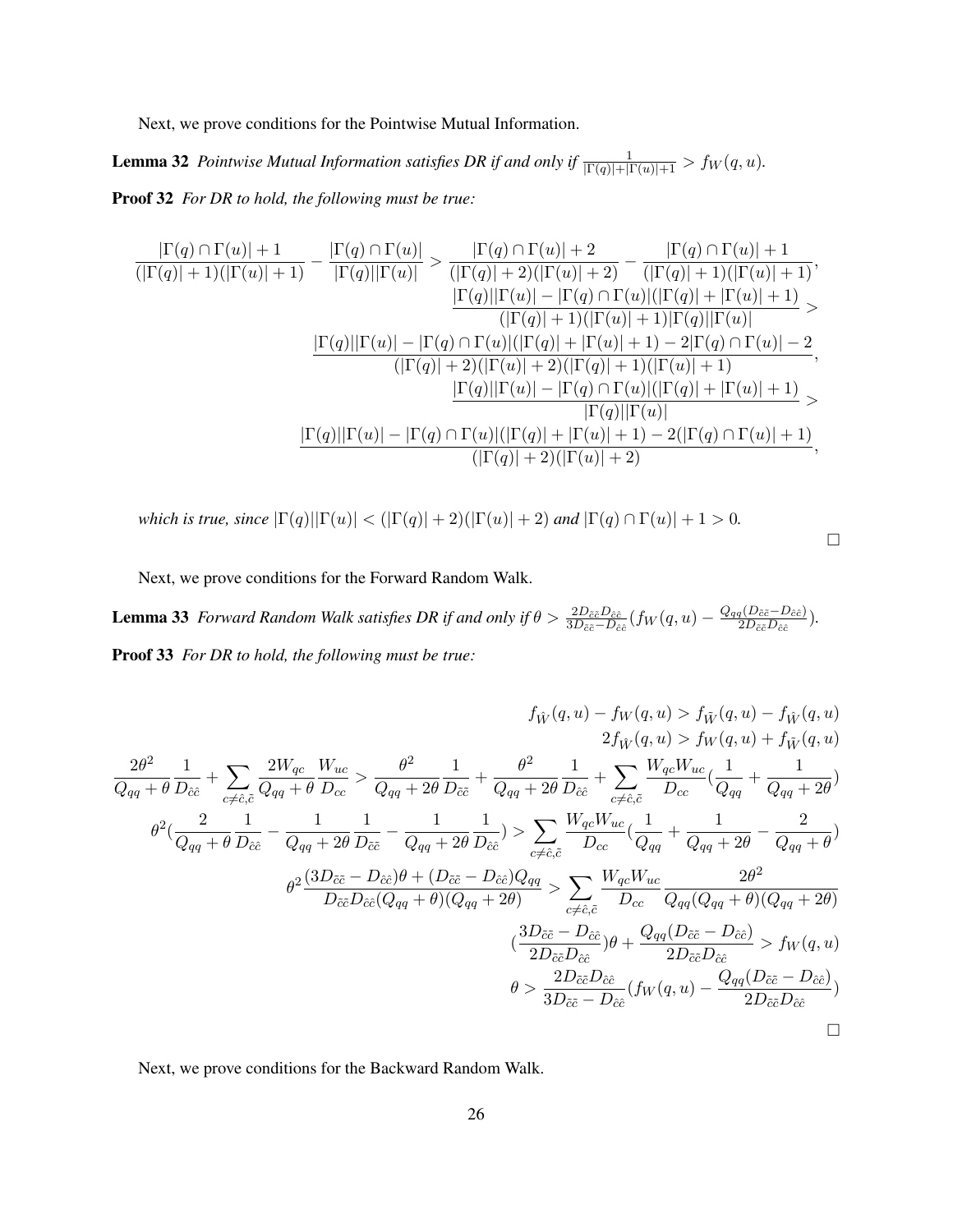Next, we prove conditions for the Pointwise Mutual Information.

**Lemma 32** *Pointwise Mutual Information satisfies DR if and only if* $\frac{1}{|\Gamma(q)|+|\Gamma(u)|+1} > f_W(q,u)$.

**Proof 32** *For DR to hold, the following must be true:*

$$
\begin{aligned}
\frac{|\Gamma(q)\cap\Gamma(u)|+1}{(|\Gamma(q)|+1)(|\Gamma(u)|+1)} - \frac{|\Gamma(q)\cap\Gamma(u)|}{|\Gamma(q)||\Gamma(u)|} &> \frac{|\Gamma(q)\cap\Gamma(u)|+2}{(|\Gamma(q)|+2)(|\Gamma(u)|+2)} - \frac{|\Gamma(q)\cap\Gamma(u)|+1}{(|\Gamma(q)|+1)(|\Gamma(u)|+1)}, \\
\frac{|\Gamma(q)||\Gamma(u)| - |\Gamma(q)\cap\Gamma(u)|(|\Gamma(q)|+|\Gamma(u)|+1)}{(|\Gamma(q)|+1)(|\Gamma(u)|+1)|\Gamma(q)||\Gamma(u)|} &> \\
\frac{|\Gamma(q)||\Gamma(u)| - |\Gamma(q)\cap\Gamma(u)|(|\Gamma(q)|+|\Gamma(u)|+1) - 2|\Gamma(q)\cap\Gamma(u)| - 2}{(|\Gamma(q)|+2)(|\Gamma(u)|+2)(|\Gamma(q)|+1)(|\Gamma(u)|+1)}&, \\
\frac{|\Gamma(q)||\Gamma(u)| - |\Gamma(q)\cap\Gamma(u)|(|\Gamma(q)|+|\Gamma(u)|+1)}{|\Gamma(q)||\Gamma(u)|} &> \\
\frac{|\Gamma(q)||\Gamma(u)| - |\Gamma(q)\cap\Gamma(u)|(|\Gamma(q)|+|\Gamma(u)|+1) - 2(|\Gamma(q)\cap\Gamma(u)|+1)}{(|\Gamma(q)|+2)(|\Gamma(u)|+2)}&,
\end{aligned}
$$

*which is true, since* $|\Gamma(q)||\Gamma(u)| < (|\Gamma(q)|+2)(|\Gamma(u)|+2)$ *and* $|\Gamma(q)\cap\Gamma(u)|+1 > 0$.

□

Next, we prove conditions for the Forward Random Walk.

**Lemma 33** *Forward Random Walk satisfies DR if and only if* $\theta > \frac{2D_{\tilde{c}\tilde{c}}D_{\hat{c}\hat{c}}}{3D_{\tilde{c}\tilde{c}}-D_{\hat{c}\hat{c}}}(f_W(q,u) - \frac{Q_{qq}(D_{\tilde{c}\tilde{c}}-D_{\hat{c}\hat{c}})}{2D_{\tilde{c}\tilde{c}}D_{\hat{c}\hat{c}}})$.

**Proof 33** *For DR to hold, the following must be true:*

$$
\begin{aligned}
f_{\hat{W}}(q,u) - f_W(q,u) &> f_{\tilde{W}}(q,u) - f_{\hat{W}}(q,u) \\
2f_{\hat{W}}(q,u) &> f_W(q,u) + f_{\tilde{W}}(q,u) \\
\frac{2\theta^2}{Q_{qq}+\theta}\frac{1}{D_{\hat{c}\hat{c}}} + \sum_{c\neq\hat{c},\tilde{c}} \frac{2W_{qc}}{Q_{qq}+\theta}\frac{W_{uc}}{D_{cc}} &> \frac{\theta^2}{Q_{qq}+2\theta}\frac{1}{D_{\tilde{c}\tilde{c}}} + \frac{\theta^2}{Q_{qq}+2\theta}\frac{1}{D_{\hat{c}\hat{c}}} + \sum_{c\neq\hat{c},\tilde{c}} \frac{W_{qc}W_{uc}}{D_{cc}}\left(\frac{1}{Q_{qq}} + \frac{1}{Q_{qq}+2\theta}\right) \\
\theta^2\left(\frac{2}{Q_{qq}+\theta}\frac{1}{D_{\hat{c}\hat{c}}} - \frac{1}{Q_{qq}+2\theta}\frac{1}{D_{\tilde{c}\tilde{c}}} - \frac{1}{Q_{qq}+2\theta}\frac{1}{D_{\hat{c}\hat{c}}}\right) &> \sum_{c\neq\hat{c},\tilde{c}} \frac{W_{qc}W_{uc}}{D_{cc}}\left(\frac{1}{Q_{qq}} + \frac{1}{Q_{qq}+2\theta} - \frac{2}{Q_{qq}+\theta}\right) \\
\theta^2 \frac{(3D_{\tilde{c}\tilde{c}} - D_{\hat{c}\hat{c}})\theta + (D_{\tilde{c}\tilde{c}} - D_{\hat{c}\hat{c}})Q_{qq}}{D_{\tilde{c}\tilde{c}}D_{\hat{c}\hat{c}}(Q_{qq}+\theta)(Q_{qq}+2\theta)} &> \sum_{c\neq\hat{c},\tilde{c}} \frac{W_{qc}W_{uc}}{D_{cc}} \frac{2\theta^2}{Q_{qq}(Q_{qq}+\theta)(Q_{qq}+2\theta)} \\
\left(\frac{3D_{\tilde{c}\tilde{c}} - D_{\hat{c}\hat{c}}}{2D_{\tilde{c}\tilde{c}}D_{\hat{c}\hat{c}}}\right)\theta + \frac{Q_{qq}(D_{\tilde{c}\tilde{c}} - D_{\hat{c}\hat{c}})}{2D_{\tilde{c}\tilde{c}}D_{\hat{c}\hat{c}}} &> f_W(q,u) \\
\theta &> \frac{2D_{\tilde{c}\tilde{c}}D_{\hat{c}\hat{c}}}{3D_{\tilde{c}\tilde{c}} - D_{\hat{c}\hat{c}}}\left(f_W(q,u) - \frac{Q_{qq}(D_{\tilde{c}\tilde{c}} - D_{\hat{c}\hat{c}})}{2D_{\tilde{c}\tilde{c}}D_{\hat{c}\hat{c}}}\right)
\end{aligned}
$$

□

Next, we prove conditions for the Backward Random Walk.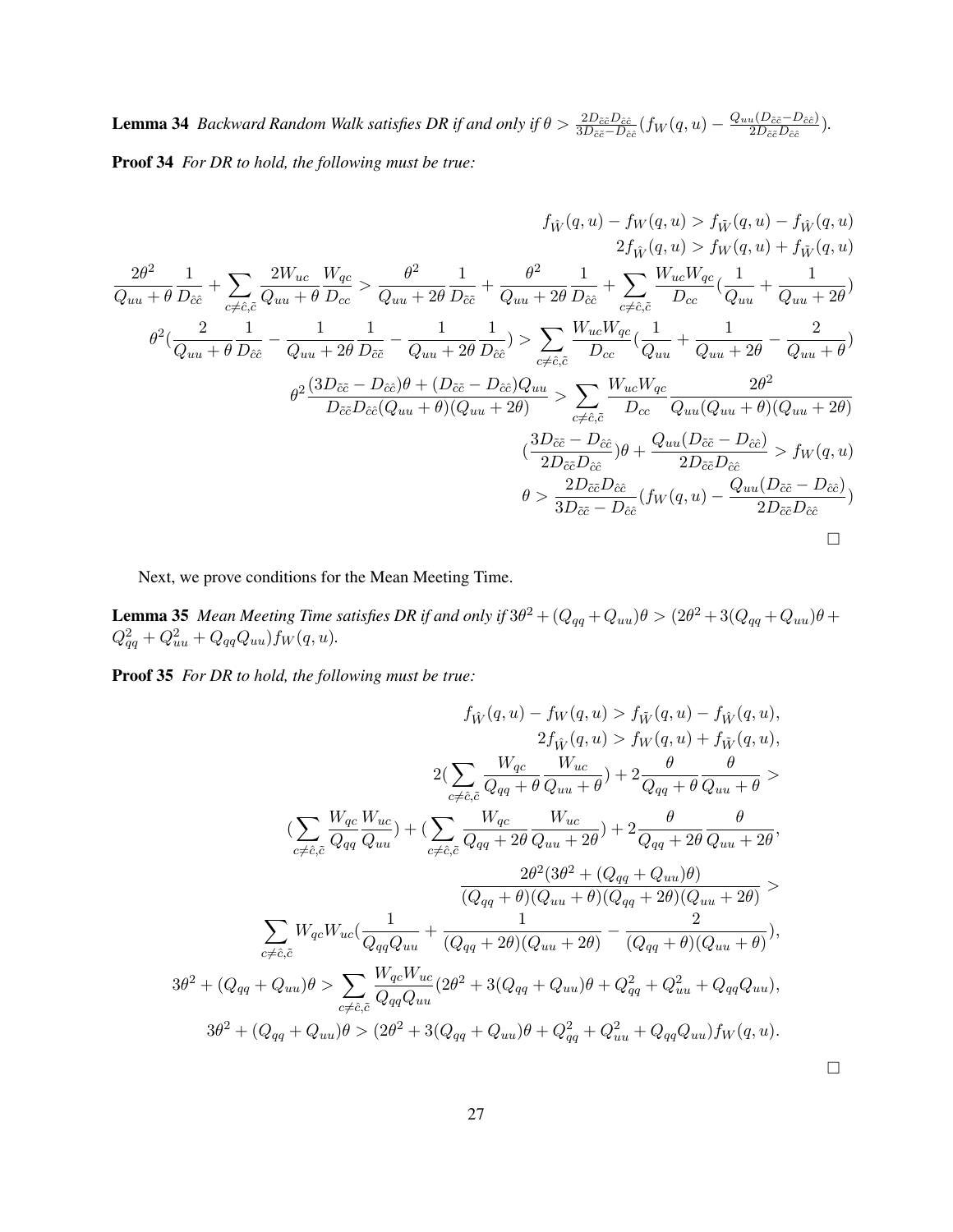**Lemma 34** *Backward Random Walk satisfies DR if and only if* $\theta > \frac{2D_{\tilde{c}\tilde{c}}D_{\hat{c}\hat{c}}}{3D_{\tilde{c}\tilde{c}}-D_{\hat{c}\hat{c}}}(f_W(q,u) - \frac{Q_{uu}(D_{\tilde{c}\tilde{c}}-D_{\hat{c}\hat{c}})}{2D_{\tilde{c}\tilde{c}}D_{\hat{c}\hat{c}}})$.

**Proof 34** *For DR to hold, the following must be true:*

$$
\begin{aligned}
f_{\hat{W}}(q,u) - f_W(q,u) &> f_{\tilde{W}}(q,u) - f_{\hat{W}}(q,u) \\
2f_{\hat{W}}(q,u) &> f_W(q,u) + f_{\tilde{W}}(q,u) \\
\frac{2\theta^2}{Q_{uu}+\theta}\frac{1}{D_{\hat{c}\hat{c}}} + \sum_{c\neq\hat{c},\tilde{c}} \frac{2W_{uc}}{Q_{uu}+\theta}\frac{W_{qc}}{D_{cc}} &> \frac{\theta^2}{Q_{uu}+2\theta}\frac{1}{D_{\tilde{c}\tilde{c}}} + \frac{\theta^2}{Q_{uu}+2\theta}\frac{1}{D_{\hat{c}\hat{c}}} + \sum_{c\neq\hat{c},\tilde{c}} \frac{W_{uc}W_{qc}}{D_{cc}}(\frac{1}{Q_{uu}} + \frac{1}{Q_{uu}+2\theta}) \\
\theta^2(\frac{2}{Q_{uu}+\theta}\frac{1}{D_{\hat{c}\hat{c}}} - \frac{1}{Q_{uu}+2\theta}\frac{1}{D_{\tilde{c}\tilde{c}}} - \frac{1}{Q_{uu}+2\theta}\frac{1}{D_{\hat{c}\hat{c}}}) &> \sum_{c\neq\hat{c},\tilde{c}} \frac{W_{uc}W_{qc}}{D_{cc}}(\frac{1}{Q_{uu}} + \frac{1}{Q_{uu}+2\theta} - \frac{2}{Q_{uu}+\theta}) \\
\theta^2\frac{(3D_{\tilde{c}\tilde{c}}-D_{\hat{c}\hat{c}})\theta + (D_{\tilde{c}\tilde{c}}-D_{\hat{c}\hat{c}})Q_{uu}}{D_{\tilde{c}\tilde{c}}D_{\hat{c}\hat{c}}(Q_{uu}+\theta)(Q_{uu}+2\theta)} &> \sum_{c\neq\hat{c},\tilde{c}} \frac{W_{uc}W_{qc}}{D_{cc}} \frac{2\theta^2}{Q_{uu}(Q_{uu}+\theta)(Q_{uu}+2\theta)} \\
(\frac{3D_{\tilde{c}\tilde{c}}-D_{\hat{c}\hat{c}}}{2D_{\tilde{c}\tilde{c}}D_{\hat{c}\hat{c}}})\theta + \frac{Q_{uu}(D_{\tilde{c}\tilde{c}}-D_{\hat{c}\hat{c}})}{2D_{\tilde{c}\tilde{c}}D_{\hat{c}\hat{c}}} &> f_W(q,u) \\
\theta &> \frac{2D_{\tilde{c}\tilde{c}}D_{\hat{c}\hat{c}}}{3D_{\tilde{c}\tilde{c}}-D_{\hat{c}\hat{c}}}(f_W(q,u) - \frac{Q_{uu}(D_{\tilde{c}\tilde{c}}-D_{\hat{c}\hat{c}})}{2D_{\tilde{c}\tilde{c}}D_{\hat{c}\hat{c}}})
\end{aligned}
$$

□

Next, we prove conditions for the Mean Meeting Time.

**Lemma 35** *Mean Meeting Time satisfies DR if and only if* $3\theta^2 + (Q_{qq}+Q_{uu})\theta > (2\theta^2 + 3(Q_{qq}+Q_{uu})\theta + Q_{qq}^2 + Q_{uu}^2 + Q_{qq}Q_{uu})f_W(q,u)$.

**Proof 35** *For DR to hold, the following must be true:*

$$
\begin{aligned}
f_{\hat{W}}(q,u) - f_W(q,u) &> f_{\tilde{W}}(q,u) - f_{\hat{W}}(q,u), \\
2f_{\hat{W}}(q,u) &> f_W(q,u) + f_{\tilde{W}}(q,u), \\
2(\sum_{c\neq\hat{c},\tilde{c}} \frac{W_{qc}}{Q_{qq}+\theta}\frac{W_{uc}}{Q_{uu}+\theta}) + 2\frac{\theta}{Q_{qq}+\theta}\frac{\theta}{Q_{uu}+\theta} &> \\
(\sum_{c\neq\hat{c},\tilde{c}} \frac{W_{qc}}{Q_{qq}}\frac{W_{uc}}{Q_{uu}}) + (\sum_{c\neq\hat{c},\tilde{c}} \frac{W_{qc}}{Q_{qq}+2\theta}\frac{W_{uc}}{Q_{uu}+2\theta}) &+ 2\frac{\theta}{Q_{qq}+2\theta}\frac{\theta}{Q_{uu}+2\theta}, \\
\frac{2\theta^2(3\theta^2 + (Q_{qq}+Q_{uu})\theta)}{(Q_{qq}+\theta)(Q_{uu}+\theta)(Q_{qq}+2\theta)(Q_{uu}+2\theta)} &> \\
\sum_{c\neq\hat{c},\tilde{c}} W_{qc}W_{uc}(\frac{1}{Q_{qq}Q_{uu}} + \frac{1}{(Q_{qq}+2\theta)(Q_{uu}+2\theta)} &- \frac{2}{(Q_{qq}+\theta)(Q_{uu}+\theta)}), \\
3\theta^2 + (Q_{qq}+Q_{uu})\theta &> \sum_{c\neq\hat{c},\tilde{c}} \frac{W_{qc}W_{uc}}{Q_{qq}Q_{uu}}(2\theta^2 + 3(Q_{qq}+Q_{uu})\theta + Q_{qq}^2 + Q_{uu}^2 + Q_{qq}Q_{uu}), \\
3\theta^2 + (Q_{qq}+Q_{uu})\theta &> (2\theta^2 + 3(Q_{qq}+Q_{uu})\theta + Q_{qq}^2 + Q_{uu}^2 + Q_{qq}Q_{uu})f_W(q,u).
\end{aligned}
$$

□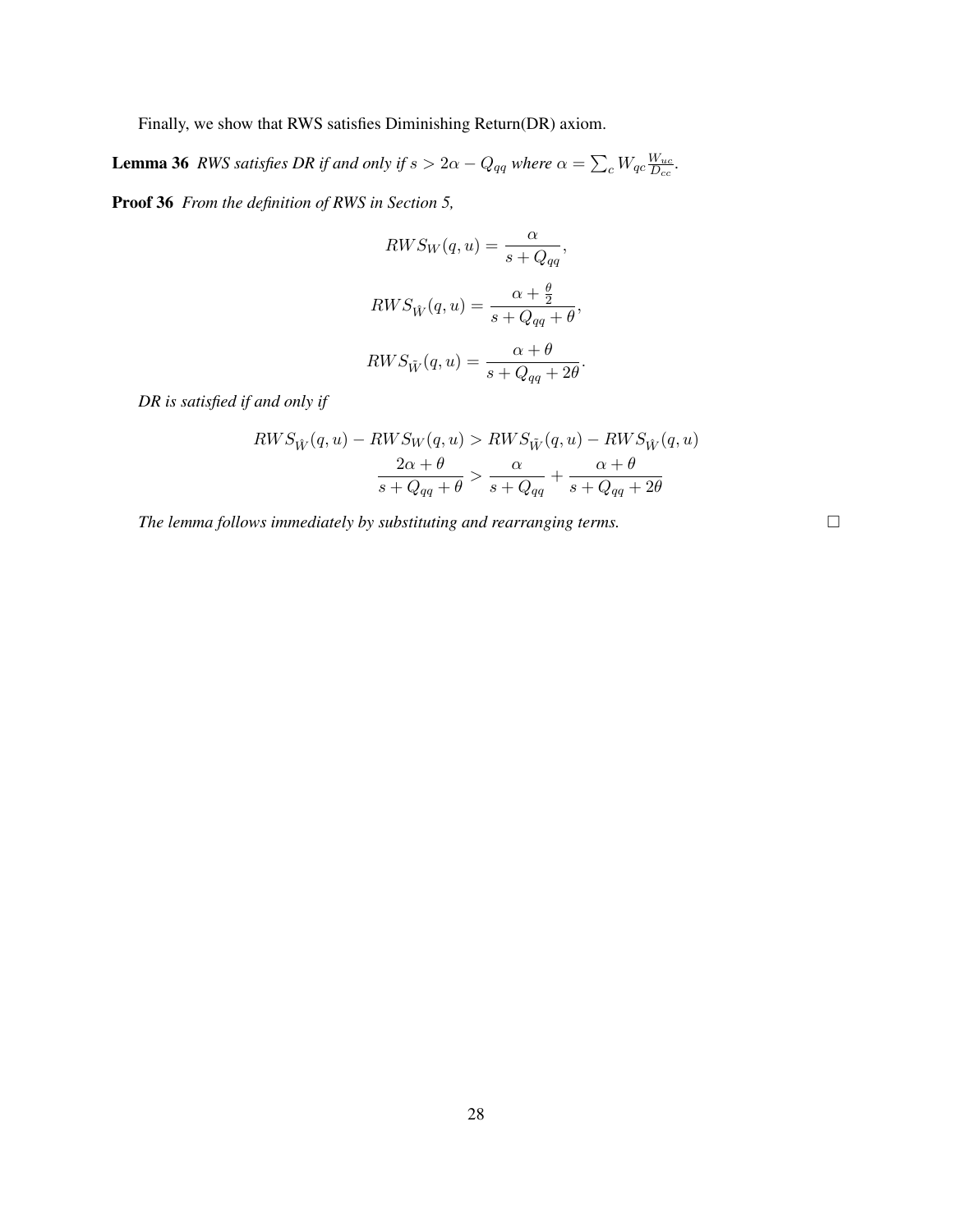Finally, we show that RWS satisfies Diminishing Return(DR) axiom.

**Lemma 36** *RWS satisfies DR if and only if $s > 2\alpha - Q_{qq}$ where $\alpha = \sum_c W_{qc} \frac{W_{uc}}{D_{cc}}$.*

**Proof 36** *From the definition of RWS in Section 5,*

$$RWS_W(q, u) = \frac{\alpha}{s + Q_{qq}},$$

$$RWS_{\hat{W}}(q, u) = \frac{\alpha + \frac{\theta}{2}}{s + Q_{qq} + \theta},$$

$$RWS_{\tilde{W}}(q, u) = \frac{\alpha + \theta}{s + Q_{qq} + 2\theta}.$$

*DR is satisfied if and only if*

$$RWS_{\hat{W}}(q, u) - RWS_W(q, u) > RWS_{\tilde{W}}(q, u) - RWS_{\hat{W}}(q, u)$$
$$\frac{2\alpha + \theta}{s + Q_{qq} + \theta} > \frac{\alpha}{s + Q_{qq}} + \frac{\alpha + \theta}{s + Q_{qq} + 2\theta}$$

*The lemma follows immediately by substituting and rearranging terms.* □